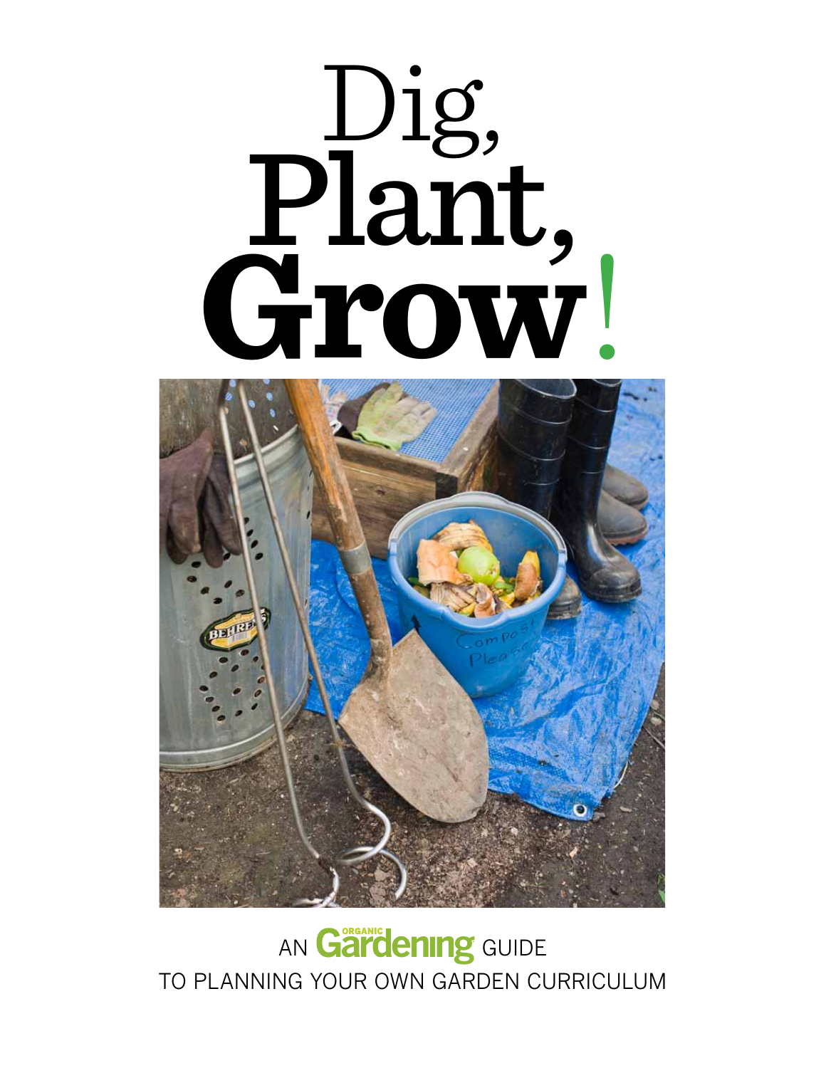# Dig, Plant, Grow!

AN ORGANIC Gardening GUIDE
TO PLANNING YOUR OWN GARDEN CURRICULUM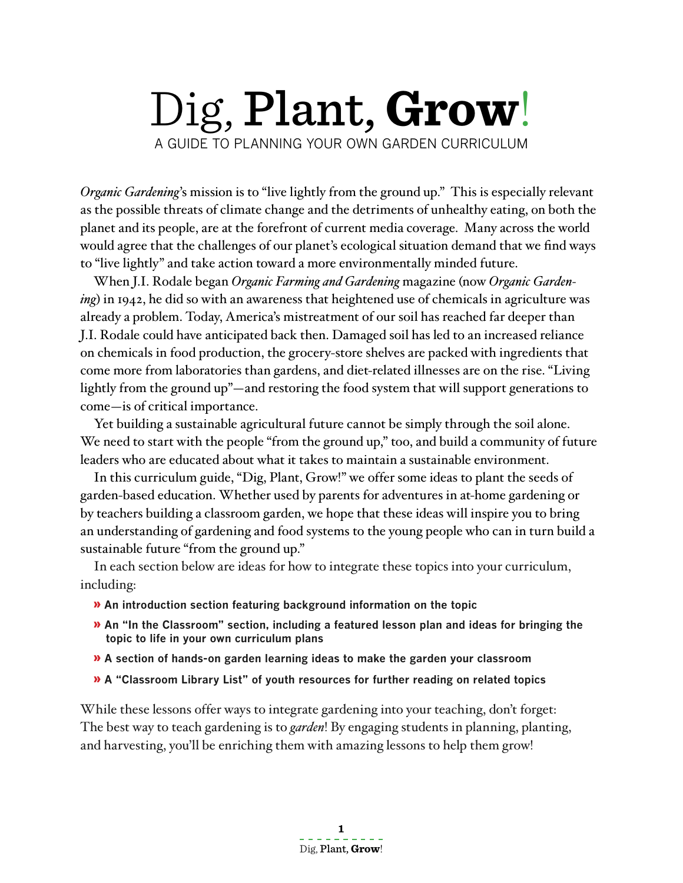# Dig, Plant, Grow!

## A GUIDE TO PLANNING YOUR OWN GARDEN CURRICULUM

*Organic Gardening*'s mission is to "live lightly from the ground up." This is especially relevant as the possible threats of climate change and the detriments of unhealthy eating, on both the planet and its people, are at the forefront of current media coverage. Many across the world would agree that the challenges of our planet's ecological situation demand that we find ways to "live lightly" and take action toward a more environmentally minded future.

When J.I. Rodale began *Organic Farming and Gardening* magazine (now *Organic Gardening*) in 1942, he did so with an awareness that heightened use of chemicals in agriculture was already a problem. Today, America's mistreatment of our soil has reached far deeper than J.I. Rodale could have anticipated back then. Damaged soil has led to an increased reliance on chemicals in food production, the grocery-store shelves are packed with ingredients that come more from laboratories than gardens, and diet-related illnesses are on the rise. "Living lightly from the ground up"—and restoring the food system that will support generations to come—is of critical importance.

Yet building a sustainable agricultural future cannot be simply through the soil alone. We need to start with the people "from the ground up," too, and build a community of future leaders who are educated about what it takes to maintain a sustainable environment.

In this curriculum guide, "Dig, Plant, Grow!" we offer some ideas to plant the seeds of garden-based education. Whether used by parents for adventures in at-home gardening or by teachers building a classroom garden, we hope that these ideas will inspire you to bring an understanding of gardening and food systems to the young people who can in turn build a sustainable future "from the ground up."

In each section below are ideas for how to integrate these topics into your curriculum, including:

- **An introduction section featuring background information on the topic**
- **An "In the Classroom" section, including a featured lesson plan and ideas for bringing the topic to life in your own curriculum plans**
- **A section of hands-on garden learning ideas to make the garden your classroom**
- **A "Classroom Library List" of youth resources for further reading on related topics**

While these lessons offer ways to integrate gardening into your teaching, don't forget: The best way to teach gardening is to *garden*! By engaging students in planning, planting, and harvesting, you'll be enriching them with amazing lessons to help them grow!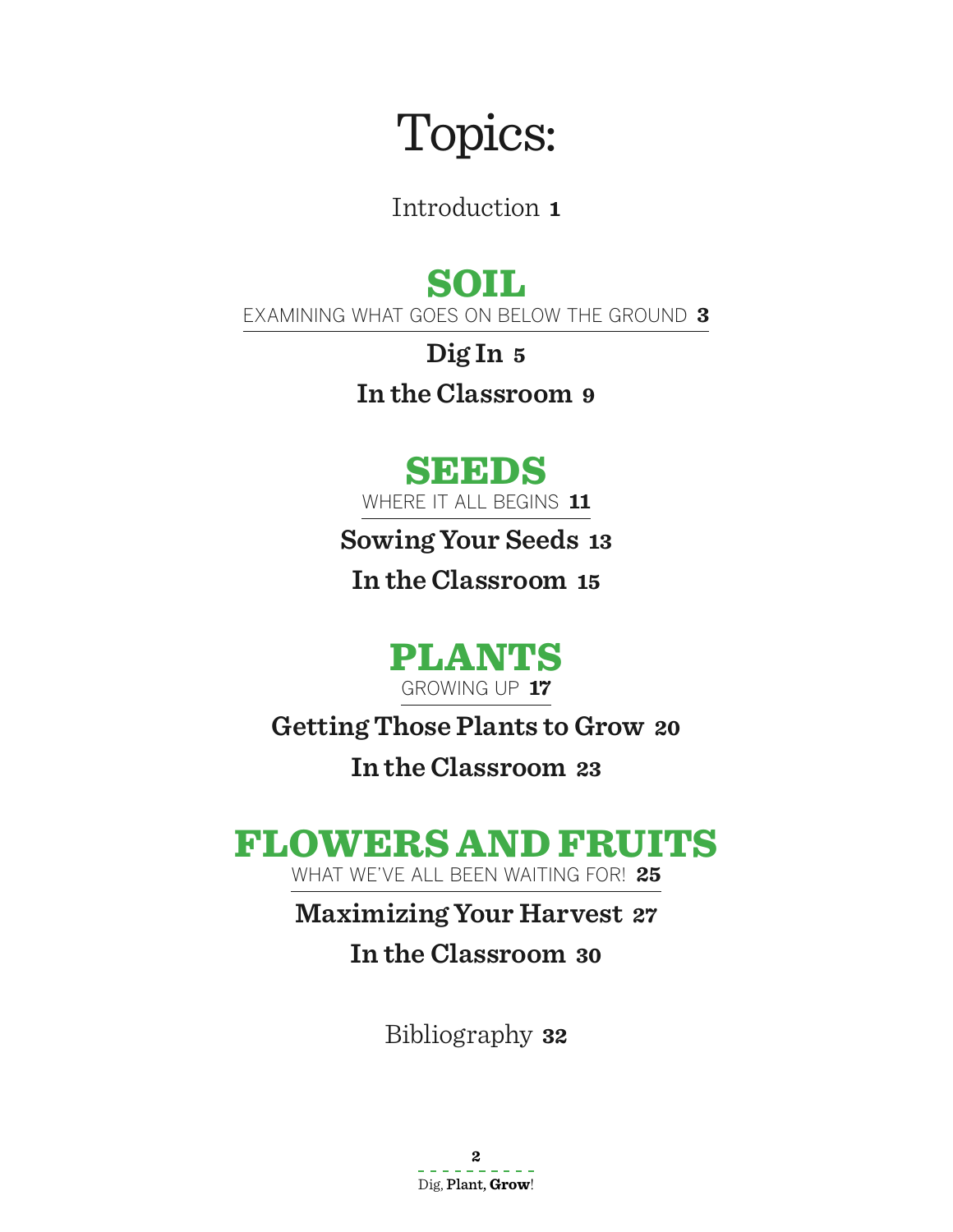# Topics:

Introduction **1**

## SOIL

EXAMINING WHAT GOES ON BELOW THE GROUND **3**

**Dig In 5**

**In the Classroom 9**

## SEEDS

WHERE IT ALL BEGINS **11**

**Sowing Your Seeds 13**

**In the Classroom 15**

## PLANTS

GROWING UP **17**

**Getting Those Plants to Grow 20**

**In the Classroom 23**

## FLOWERS AND FRUITS

WHAT WE'VE ALL BEEN WAITING FOR! **25**

**Maximizing Your Harvest 27**

**In the Classroom 30**

Bibliography **32**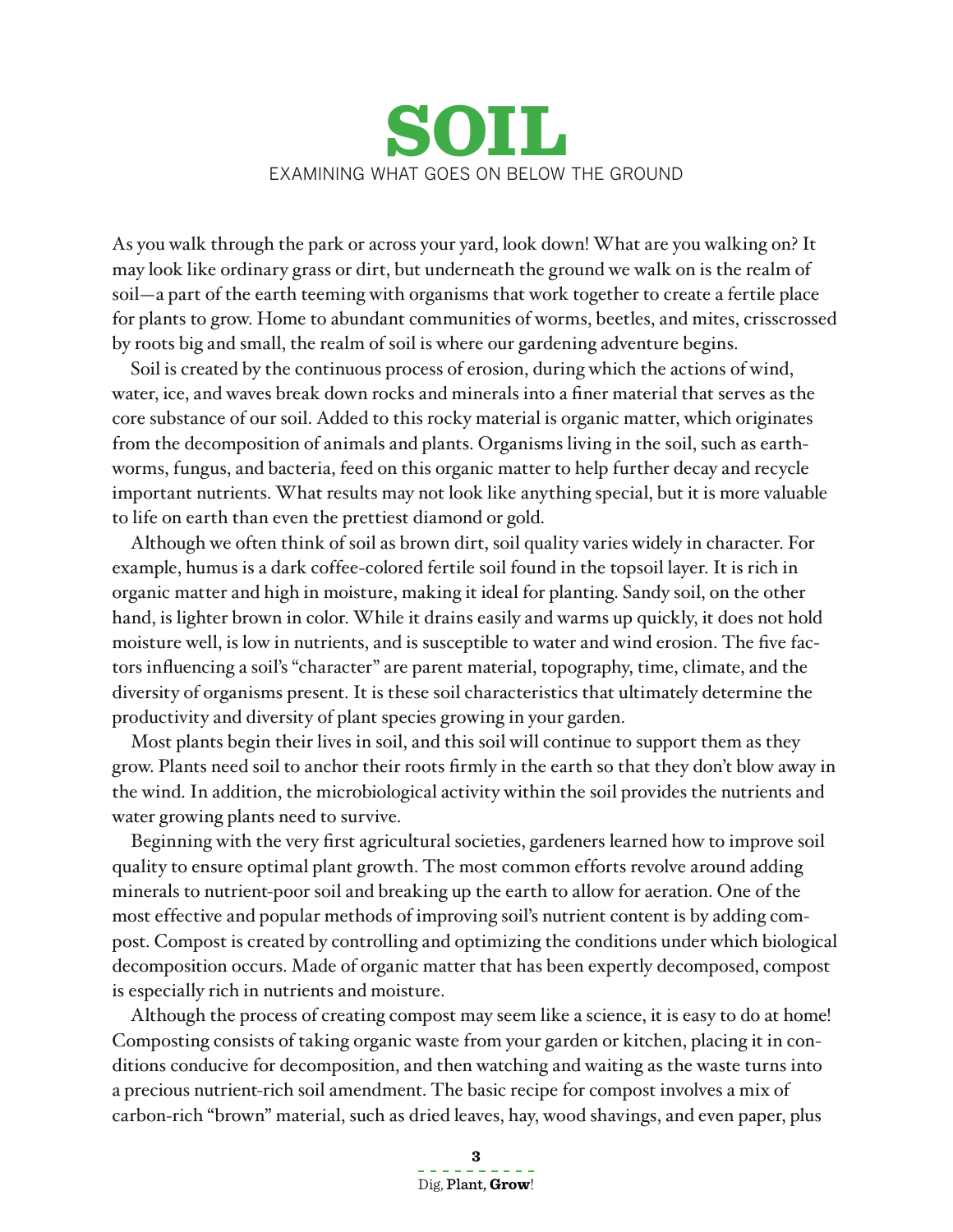# SOIL

## EXAMINING WHAT GOES ON BELOW THE GROUND

As you walk through the park or across your yard, look down! What are you walking on? It may look like ordinary grass or dirt, but underneath the ground we walk on is the realm of soil—a part of the earth teeming with organisms that work together to create a fertile place for plants to grow. Home to abundant communities of worms, beetles, and mites, crisscrossed by roots big and small, the realm of soil is where our gardening adventure begins.

Soil is created by the continuous process of erosion, during which the actions of wind, water, ice, and waves break down rocks and minerals into a finer material that serves as the core substance of our soil. Added to this rocky material is organic matter, which originates from the decomposition of animals and plants. Organisms living in the soil, such as earthworms, fungus, and bacteria, feed on this organic matter to help further decay and recycle important nutrients. What results may not look like anything special, but it is more valuable to life on earth than even the prettiest diamond or gold.

Although we often think of soil as brown dirt, soil quality varies widely in character. For example, humus is a dark coffee-colored fertile soil found in the topsoil layer. It is rich in organic matter and high in moisture, making it ideal for planting. Sandy soil, on the other hand, is lighter brown in color. While it drains easily and warms up quickly, it does not hold moisture well, is low in nutrients, and is susceptible to water and wind erosion. The five factors influencing a soil's "character" are parent material, topography, time, climate, and the diversity of organisms present. It is these soil characteristics that ultimately determine the productivity and diversity of plant species growing in your garden.

Most plants begin their lives in soil, and this soil will continue to support them as they grow. Plants need soil to anchor their roots firmly in the earth so that they don't blow away in the wind. In addition, the microbiological activity within the soil provides the nutrients and water growing plants need to survive.

Beginning with the very first agricultural societies, gardeners learned how to improve soil quality to ensure optimal plant growth. The most common efforts revolve around adding minerals to nutrient-poor soil and breaking up the earth to allow for aeration. One of the most effective and popular methods of improving soil's nutrient content is by adding compost. Compost is created by controlling and optimizing the conditions under which biological decomposition occurs. Made of organic matter that has been expertly decomposed, compost is especially rich in nutrients and moisture.

Although the process of creating compost may seem like a science, it is easy to do at home! Composting consists of taking organic waste from your garden or kitchen, placing it in conditions conducive for decomposition, and then watching and waiting as the waste turns into a precious nutrient-rich soil amendment. The basic recipe for compost involves a mix of carbon-rich "brown" material, such as dried leaves, hay, wood shavings, and even paper, plus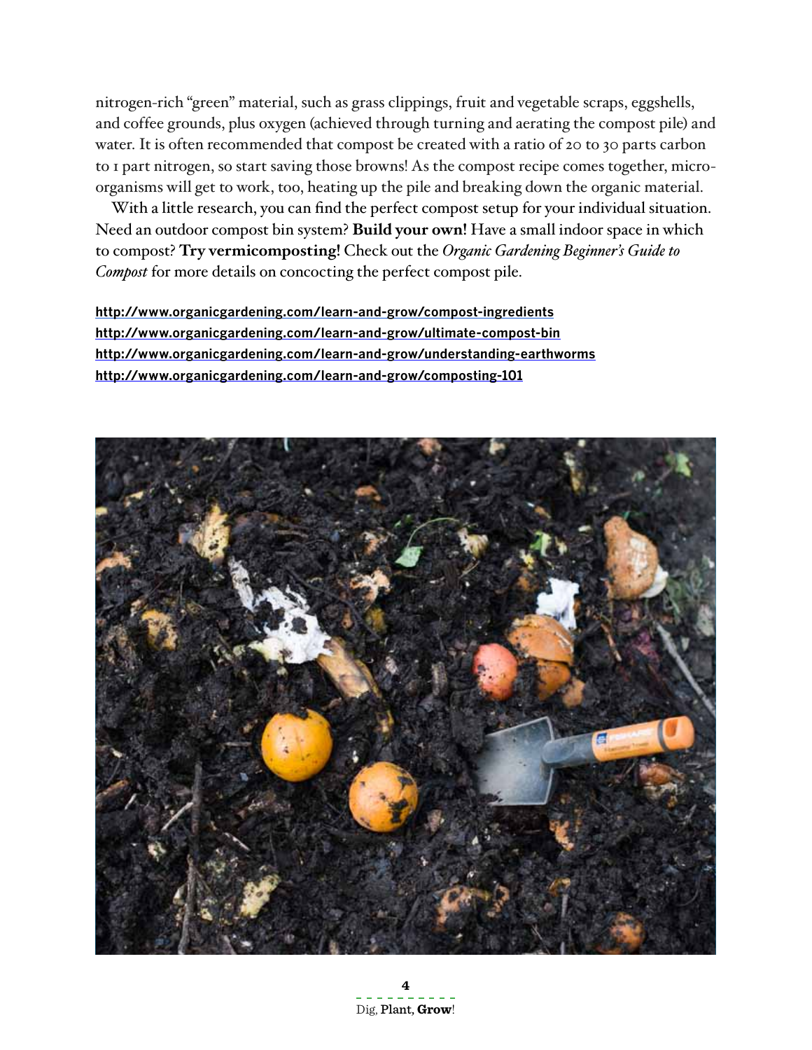nitrogen-rich "green" material, such as grass clippings, fruit and vegetable scraps, eggshells, and coffee grounds, plus oxygen (achieved through turning and aerating the compost pile) and water. It is often recommended that compost be created with a ratio of 20 to 30 parts carbon to 1 part nitrogen, so start saving those browns! As the compost recipe comes together, microorganisms will get to work, too, heating up the pile and breaking down the organic material.

With a little research, you can find the perfect compost setup for your individual situation. Need an outdoor compost bin system? **Build your own!** Have a small indoor space in which to compost? **Try vermicomposting!** Check out the *Organic Gardening Beginner's Guide to Compost* for more details on concocting the perfect compost pile.

**http://www.organicgardening.com/learn-and-grow/compost-ingredients**
**http://www.organicgardening.com/learn-and-grow/ultimate-compost-bin**
**http://www.organicgardening.com/learn-and-grow/understanding-earthworms**
**http://www.organicgardening.com/learn-and-grow/composting-101**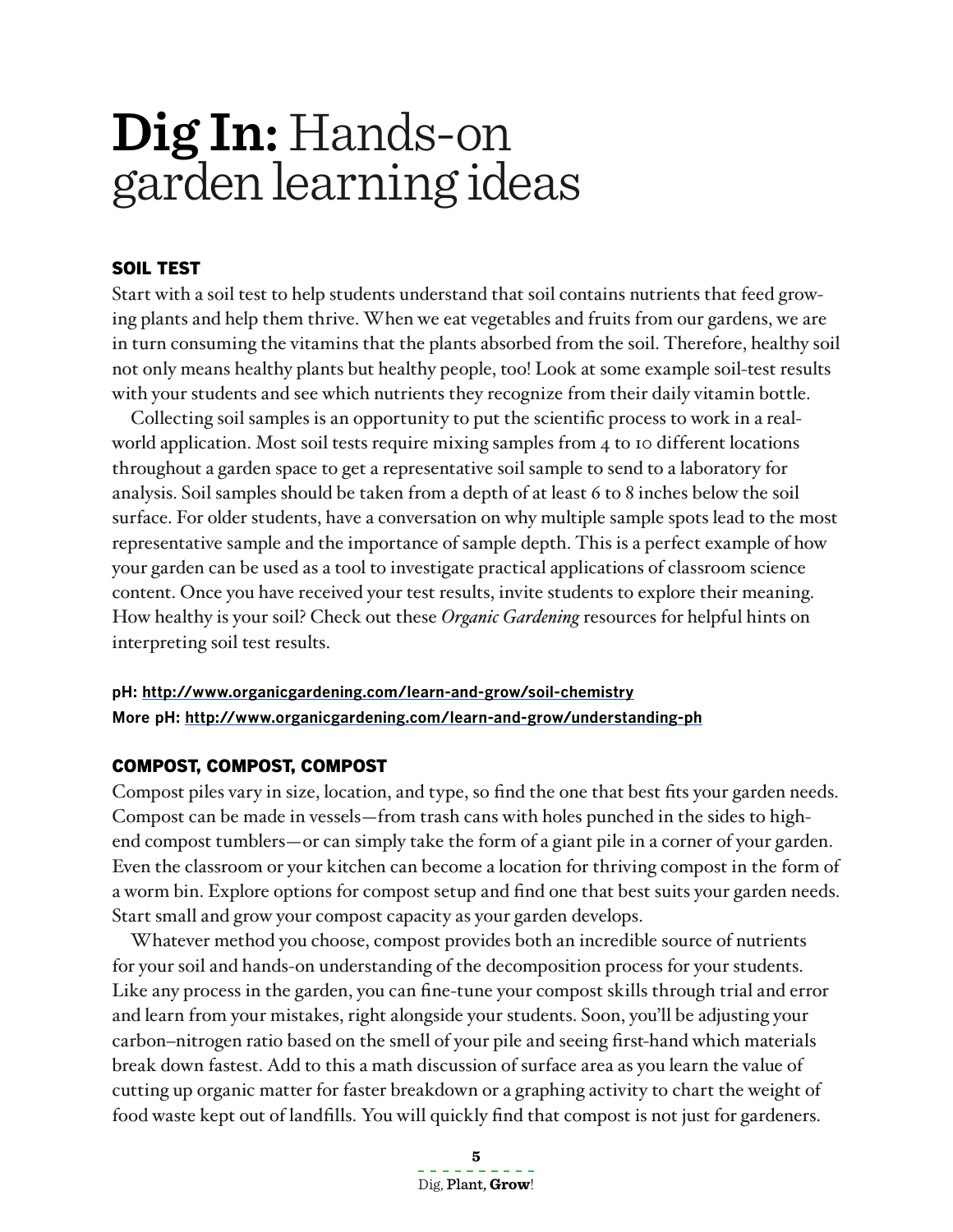# **Dig In:** Hands-on garden learning ideas

## SOIL TEST

Start with a soil test to help students understand that soil contains nutrients that feed growing plants and help them thrive. When we eat vegetables and fruits from our gardens, we are in turn consuming the vitamins that the plants absorbed from the soil. Therefore, healthy soil not only means healthy plants but healthy people, too! Look at some example soil-test results with your students and see which nutrients they recognize from their daily vitamin bottle.

Collecting soil samples is an opportunity to put the scientific process to work in a real-world application. Most soil tests require mixing samples from 4 to 10 different locations throughout a garden space to get a representative soil sample to send to a laboratory for analysis. Soil samples should be taken from a depth of at least 6 to 8 inches below the soil surface. For older students, have a conversation on why multiple sample spots lead to the most representative sample and the importance of sample depth. This is a perfect example of how your garden can be used as a tool to investigate practical applications of classroom science content. Once you have received your test results, invite students to explore their meaning. How healthy is your soil? Check out these *Organic Gardening* resources for helpful hints on interpreting soil test results.

**pH: http://www.organicgardening.com/learn-and-grow/soil-chemistry**
**More pH: http://www.organicgardening.com/learn-and-grow/understanding-ph**

## COMPOST, COMPOST, COMPOST

Compost piles vary in size, location, and type, so find the one that best fits your garden needs. Compost can be made in vessels—from trash cans with holes punched in the sides to high-end compost tumblers—or can simply take the form of a giant pile in a corner of your garden. Even the classroom or your kitchen can become a location for thriving compost in the form of a worm bin. Explore options for compost setup and find one that best suits your garden needs. Start small and grow your compost capacity as your garden develops.

Whatever method you choose, compost provides both an incredible source of nutrients for your soil and hands-on understanding of the decomposition process for your students. Like any process in the garden, you can fine-tune your compost skills through trial and error and learn from your mistakes, right alongside your students. Soon, you'll be adjusting your carbon–nitrogen ratio based on the smell of your pile and seeing first-hand which materials break down fastest. Add to this a math discussion of surface area as you learn the value of cutting up organic matter for faster breakdown or a graphing activity to chart the weight of food waste kept out of landfills. You will quickly find that compost is not just for gardeners.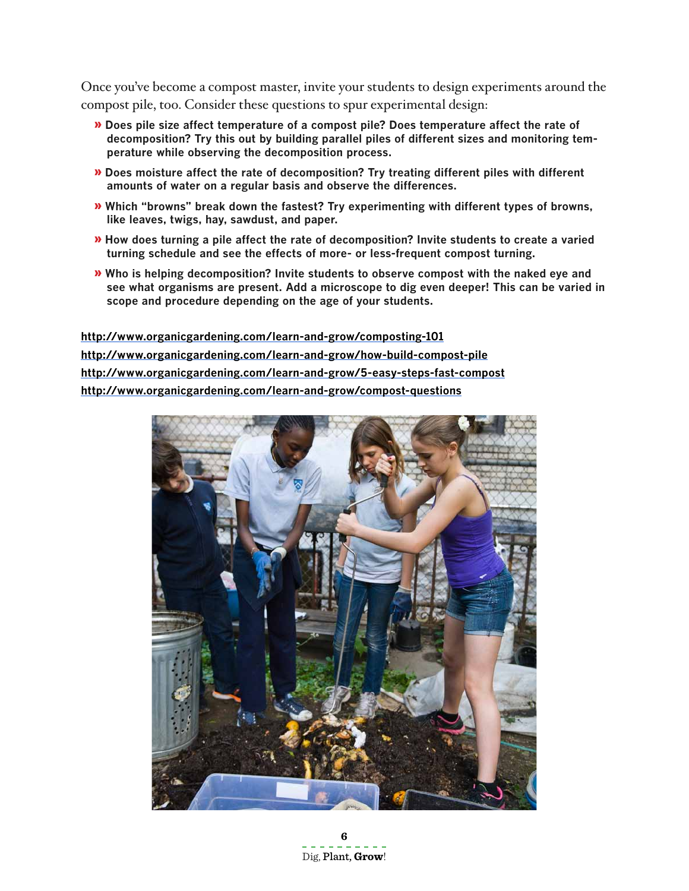Once you've become a compost master, invite your students to design experiments around the compost pile, too. Consider these questions to spur experimental design:

- **Does pile size affect temperature of a compost pile? Does temperature affect the rate of decomposition? Try this out by building parallel piles of different sizes and monitoring temperature while observing the decomposition process.**
- **Does moisture affect the rate of decomposition? Try treating different piles with different amounts of water on a regular basis and observe the differences.**
- **Which "browns" break down the fastest? Try experimenting with different types of browns, like leaves, twigs, hay, sawdust, and paper.**
- **How does turning a pile affect the rate of decomposition? Invite students to create a varied turning schedule and see the effects of more- or less-frequent compost turning.**
- **Who is helping decomposition? Invite students to observe compost with the naked eye and see what organisms are present. Add a microscope to dig even deeper! This can be varied in scope and procedure depending on the age of your students.**

**http://www.organicgardening.com/learn-and-grow/composting-101**

**http://www.organicgardening.com/learn-and-grow/how-build-compost-pile**

**http://www.organicgardening.com/learn-and-grow/5-easy-steps-fast-compost**

**http://www.organicgardening.com/learn-and-grow/compost-questions**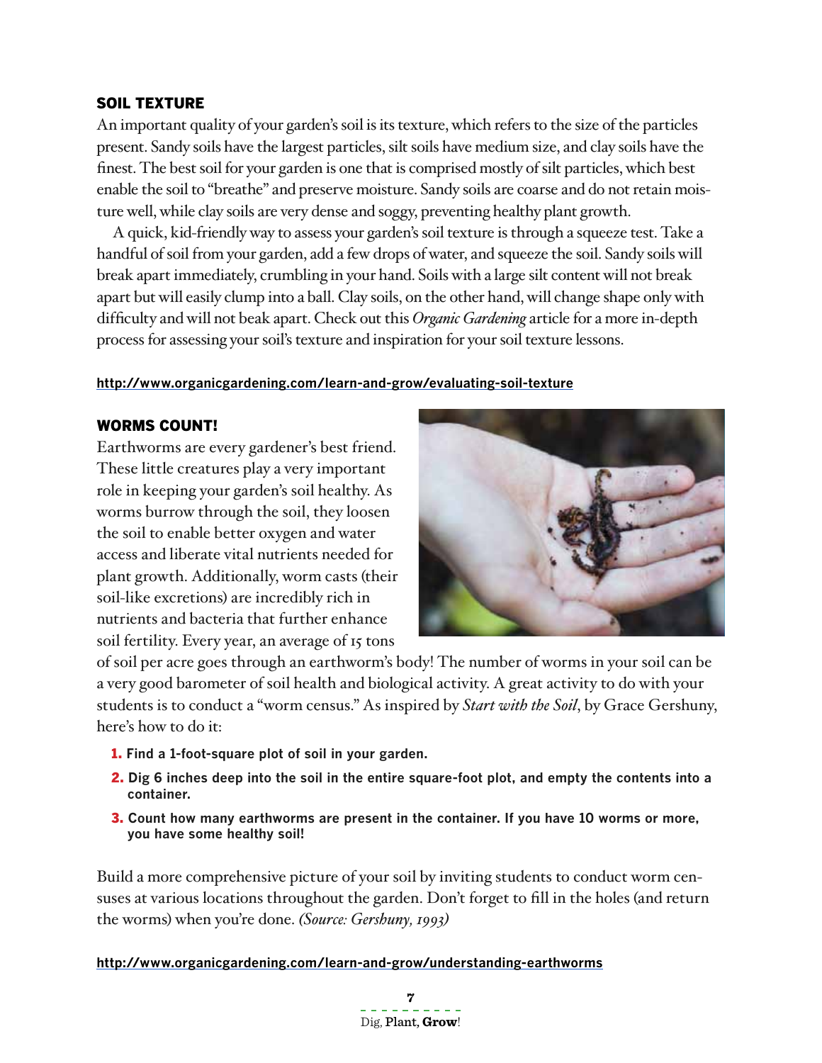## SOIL TEXTURE

An important quality of your garden's soil is its texture, which refers to the size of the particles present. Sandy soils have the largest particles, silt soils have medium size, and clay soils have the finest. The best soil for your garden is one that is comprised mostly of silt particles, which best enable the soil to "breathe" and preserve moisture. Sandy soils are coarse and do not retain moisture well, while clay soils are very dense and soggy, preventing healthy plant growth.

A quick, kid-friendly way to assess your garden's soil texture is through a squeeze test. Take a handful of soil from your garden, add a few drops of water, and squeeze the soil. Sandy soils will break apart immediately, crumbling in your hand. Soils with a large silt content will not break apart but will easily clump into a ball. Clay soils, on the other hand, will change shape only with difficulty and will not beak apart. Check out this *Organic Gardening* article for a more in-depth process for assessing your soil's texture and inspiration for your soil texture lessons.

**http://www.organicgardening.com/learn-and-grow/evaluating-soil-texture**

## WORMS COUNT!

Earthworms are every gardener's best friend. These little creatures play a very important role in keeping your garden's soil healthy. As worms burrow through the soil, they loosen the soil to enable better oxygen and water access and liberate vital nutrients needed for plant growth. Additionally, worm casts (their soil-like excretions) are incredibly rich in nutrients and bacteria that further enhance soil fertility. Every year, an average of 15 tons of soil per acre goes through an earthworm's body! The number of worms in your soil can be a very good barometer of soil health and biological activity. A great activity to do with your students is to conduct a "worm census." As inspired by *Start with the Soil*, by Grace Gershuny, here's how to do it:

1. **Find a 1-foot-square plot of soil in your garden.**
2. **Dig 6 inches deep into the soil in the entire square-foot plot, and empty the contents into a container.**
3. **Count how many earthworms are present in the container. If you have 10 worms or more, you have some healthy soil!**

Build a more comprehensive picture of your soil by inviting students to conduct worm censuses at various locations throughout the garden. Don't forget to fill in the holes (and return the worms) when you're done. *(Source: Gershuny, 1993)*

**http://www.organicgardening.com/learn-and-grow/understanding-earthworms**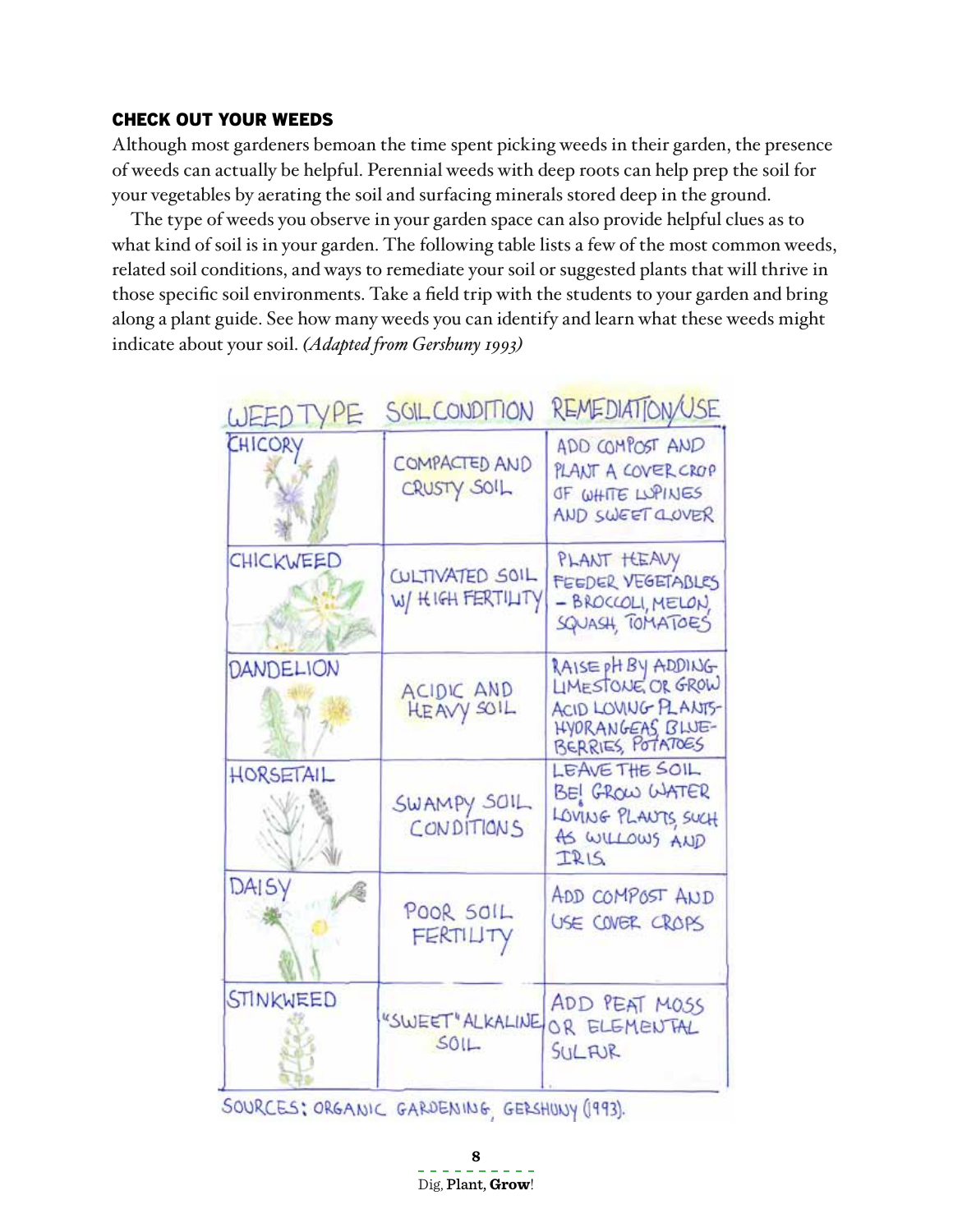### CHECK OUT YOUR WEEDS

Although most gardeners bemoan the time spent picking weeds in their garden, the presence of weeds can actually be helpful. Perennial weeds with deep roots can help prep the soil for your vegetables by aerating the soil and surfacing minerals stored deep in the ground.

The type of weeds you observe in your garden space can also provide helpful clues as to what kind of soil is in your garden. The following table lists a few of the most common weeds, related soil conditions, and ways to remediate your soil or suggested plants that will thrive in those specific soil environments. Take a field trip with the students to your garden and bring along a plant guide. See how many weeds you can identify and learn what these weeds might indicate about your soil. *(Adapted from Gershuny 1993)*

| WEED TYPE | SOIL CONDITION | REMEDIATION/USE |
|---|---|---|
| CHICORY | COMPACTED AND CRUSTY SOIL | ADD COMPOST AND PLANT A COVER CROP OF WHITE LUPINES AND SWEET CLOVER |
| CHICKWEED | CULTIVATED SOIL W/ HIGH FERTILITY | PLANT HEAVY FEEDER VEGETABLES – BROCCOLI, MELON, SQUASH, TOMATOES |
| DANDELION | ACIDIC AND HEAVY SOIL | RAISE pH BY ADDING LIMESTONE OR GROW ACID LOVING PLANTS – HYDRANGEAS, BLUEBERRIES, POTATOES |
| HORSETAIL | SWAMPY SOIL CONDITIONS | LEAVE THE SOIL BE! GROW WATER LOVING PLANTS, SUCH AS WILLOWS AND IRIS |
| DAISY | POOR SOIL FERTILITY | ADD COMPOST AND USE COVER CROPS |
| STINKWEED | "SWEET" ALKALINE SOIL | ADD PEAT MOSS OR ELEMENTAL SULFUR |

SOURCES: ORGANIC GARDENING, GERSHUNY (1993).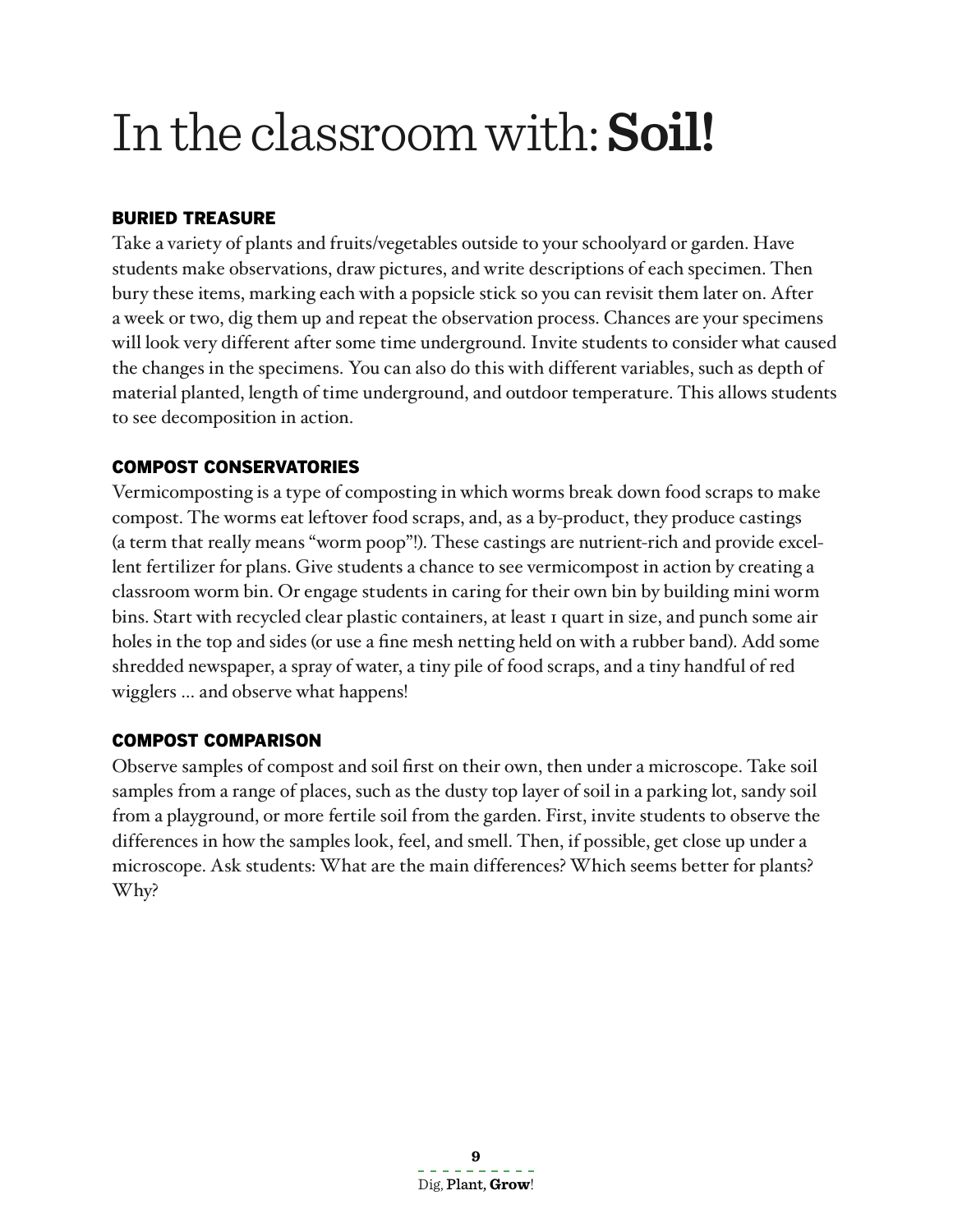# In the classroom with: **Soil!**

### BURIED TREASURE

Take a variety of plants and fruits/vegetables outside to your schoolyard or garden. Have students make observations, draw pictures, and write descriptions of each specimen. Then bury these items, marking each with a popsicle stick so you can revisit them later on. After a week or two, dig them up and repeat the observation process. Chances are your specimens will look very different after some time underground. Invite students to consider what caused the changes in the specimens. You can also do this with different variables, such as depth of material planted, length of time underground, and outdoor temperature. This allows students to see decomposition in action.

### COMPOST CONSERVATORIES

Vermicomposting is a type of composting in which worms break down food scraps to make compost. The worms eat leftover food scraps, and, as a by-product, they produce castings (a term that really means "worm poop"!). These castings are nutrient-rich and provide excellent fertilizer for plans. Give students a chance to see vermicompost in action by creating a classroom worm bin. Or engage students in caring for their own bin by building mini worm bins. Start with recycled clear plastic containers, at least 1 quart in size, and punch some air holes in the top and sides (or use a fine mesh netting held on with a rubber band). Add some shredded newspaper, a spray of water, a tiny pile of food scraps, and a tiny handful of red wigglers … and observe what happens!

### COMPOST COMPARISON

Observe samples of compost and soil first on their own, then under a microscope. Take soil samples from a range of places, such as the dusty top layer of soil in a parking lot, sandy soil from a playground, or more fertile soil from the garden. First, invite students to observe the differences in how the samples look, feel, and smell. Then, if possible, get close up under a microscope. Ask students: What are the main differences? Which seems better for plants? Why?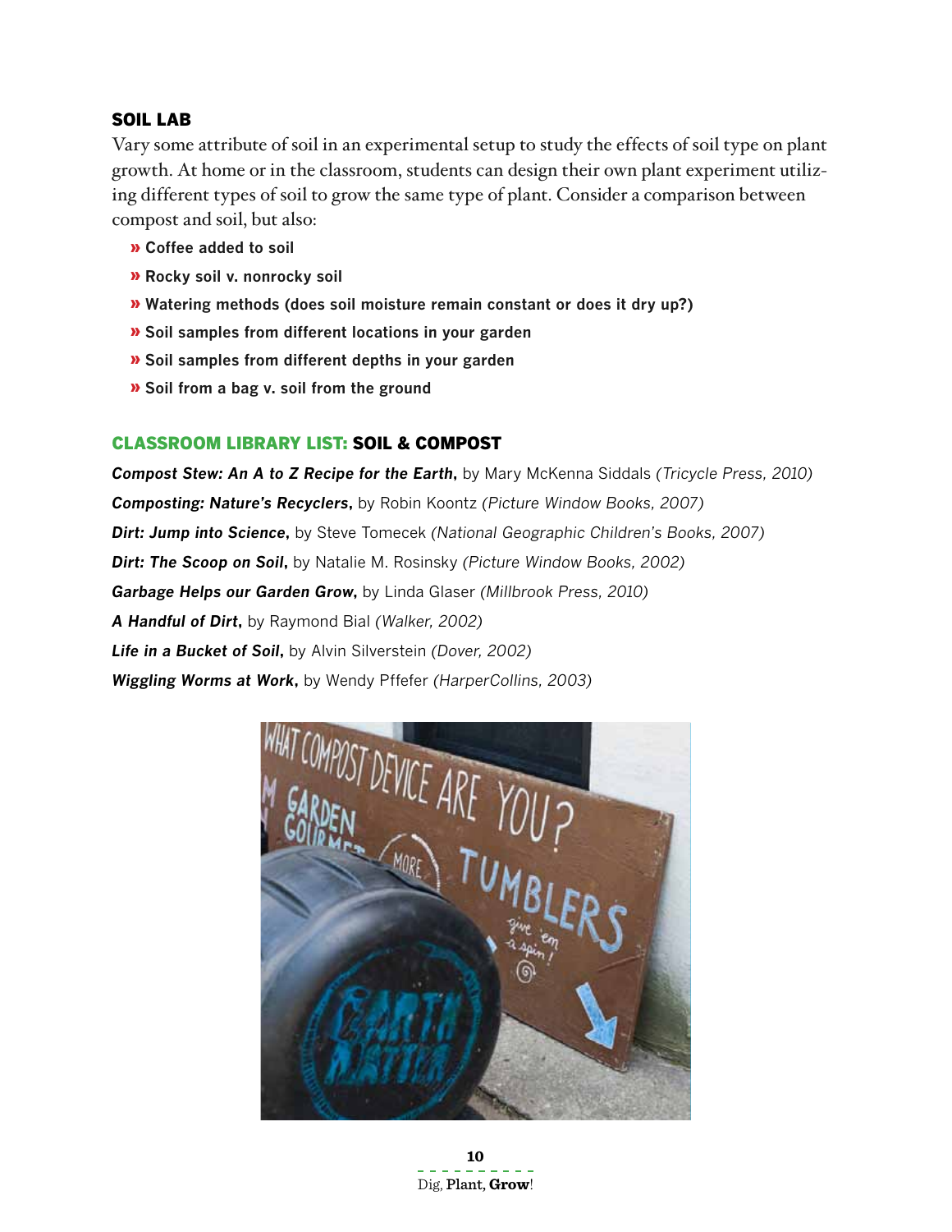## SOIL LAB

Vary some attribute of soil in an experimental setup to study the effects of soil type on plant growth. At home or in the classroom, students can design their own plant experiment utilizing different types of soil to grow the same type of plant. Consider a comparison between compost and soil, but also:

- **Coffee added to soil**
- **Rocky soil v. nonrocky soil**
- **Watering methods (does soil moisture remain constant or does it dry up?)**
- **Soil samples from different locations in your garden**
- **Soil samples from different depths in your garden**
- **Soil from a bag v. soil from the ground**

## CLASSROOM LIBRARY LIST: SOIL & COMPOST

***Compost Stew: An A to Z Recipe for the Earth*****,** by Mary McKenna Siddals *(Tricycle Press, 2010)*

***Composting: Nature's Recyclers*****,** by Robin Koontz *(Picture Window Books, 2007)*

***Dirt: Jump into Science*****,** by Steve Tomecek *(National Geographic Children's Books, 2007)*

***Dirt: The Scoop on Soil*****,** by Natalie M. Rosinsky *(Picture Window Books, 2002)*

***Garbage Helps our Garden Grow*****,** by Linda Glaser *(Millbrook Press, 2010)*

***A Handful of Dirt*****,** by Raymond Bial *(Walker, 2002)*

***Life in a Bucket of Soil*****,** by Alvin Silverstein *(Dover, 2002)*

***Wiggling Worms at Work*****,** by Wendy Pffefer *(HarperCollins, 2003)*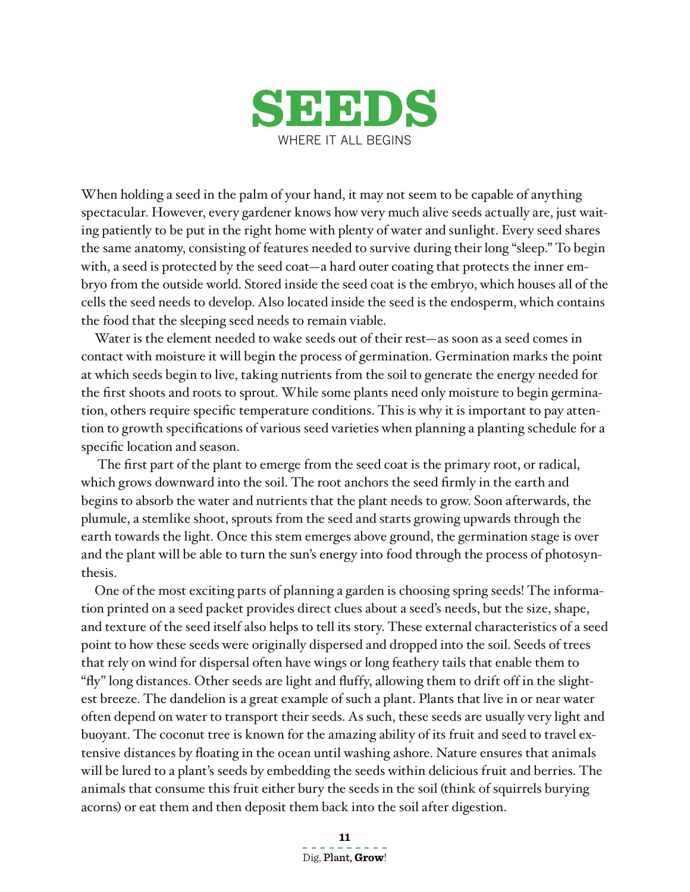# SEEDS

WHERE IT ALL BEGINS

When holding a seed in the palm of your hand, it may not seem to be capable of anything spectacular. However, every gardener knows how very much alive seeds actually are, just waiting patiently to be put in the right home with plenty of water and sunlight. Every seed shares the same anatomy, consisting of features needed to survive during their long "sleep." To begin with, a seed is protected by the seed coat—a hard outer coating that protects the inner embryo from the outside world. Stored inside the seed coat is the embryo, which houses all of the cells the seed needs to develop. Also located inside the seed is the endosperm, which contains the food that the sleeping seed needs to remain viable.

Water is the element needed to wake seeds out of their rest—as soon as a seed comes in contact with moisture it will begin the process of germination. Germination marks the point at which seeds begin to live, taking nutrients from the soil to generate the energy needed for the first shoots and roots to sprout. While some plants need only moisture to begin germination, others require specific temperature conditions. This is why it is important to pay attention to growth specifications of various seed varieties when planning a planting schedule for a specific location and season.

The first part of the plant to emerge from the seed coat is the primary root, or radical, which grows downward into the soil. The root anchors the seed firmly in the earth and begins to absorb the water and nutrients that the plant needs to grow. Soon afterwards, the plumule, a stemlike shoot, sprouts from the seed and starts growing upwards through the earth towards the light. Once this stem emerges above ground, the germination stage is over and the plant will be able to turn the sun's energy into food through the process of photosynthesis.

One of the most exciting parts of planning a garden is choosing spring seeds! The information printed on a seed packet provides direct clues about a seed's needs, but the size, shape, and texture of the seed itself also helps to tell its story. These external characteristics of a seed point to how these seeds were originally dispersed and dropped into the soil. Seeds of trees that rely on wind for dispersal often have wings or long feathery tails that enable them to "fly" long distances. Other seeds are light and fluffy, allowing them to drift off in the slightest breeze. The dandelion is a great example of such a plant. Plants that live in or near water often depend on water to transport their seeds. As such, these seeds are usually very light and buoyant. The coconut tree is known for the amazing ability of its fruit and seed to travel extensive distances by floating in the ocean until washing ashore. Nature ensures that animals will be lured to a plant's seeds by embedding the seeds within delicious fruit and berries. The animals that consume this fruit either bury the seeds in the soil (think of squirrels burying acorns) or eat them and then deposit them back into the soil after digestion.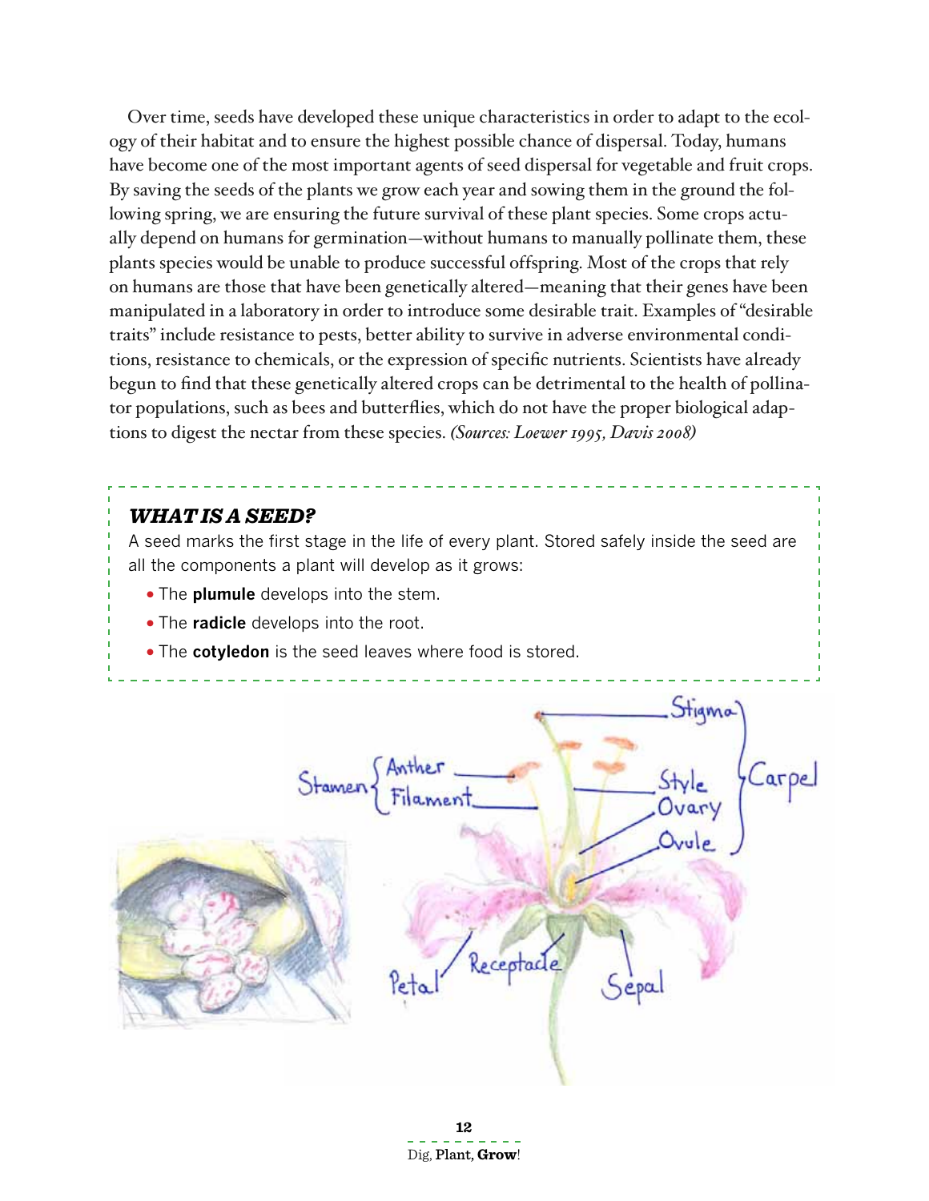Over time, seeds have developed these unique characteristics in order to adapt to the ecology of their habitat and to ensure the highest possible chance of dispersal. Today, humans have become one of the most important agents of seed dispersal for vegetable and fruit crops. By saving the seeds of the plants we grow each year and sowing them in the ground the following spring, we are ensuring the future survival of these plant species. Some crops actually depend on humans for germination—without humans to manually pollinate them, these plants species would be unable to produce successful offspring. Most of the crops that rely on humans are those that have been genetically altered—meaning that their genes have been manipulated in a laboratory in order to introduce some desirable trait. Examples of "desirable traits" include resistance to pests, better ability to survive in adverse environmental conditions, resistance to chemicals, or the expression of specific nutrients. Scientists have already begun to find that these genetically altered crops can be detrimental to the health of pollinator populations, such as bees and butterflies, which do not have the proper biological adaptions to digest the nectar from these species. *(Sources: Loewer 1995, Davis 2008)*

### *WHAT IS A SEED?*

A seed marks the first stage in the life of every plant. Stored safely inside the seed are all the components a plant will develop as it grows:

- The **plumule** develops into the stem.
- The **radicle** develops into the root.
- The **cotyledon** is the seed leaves where food is stored.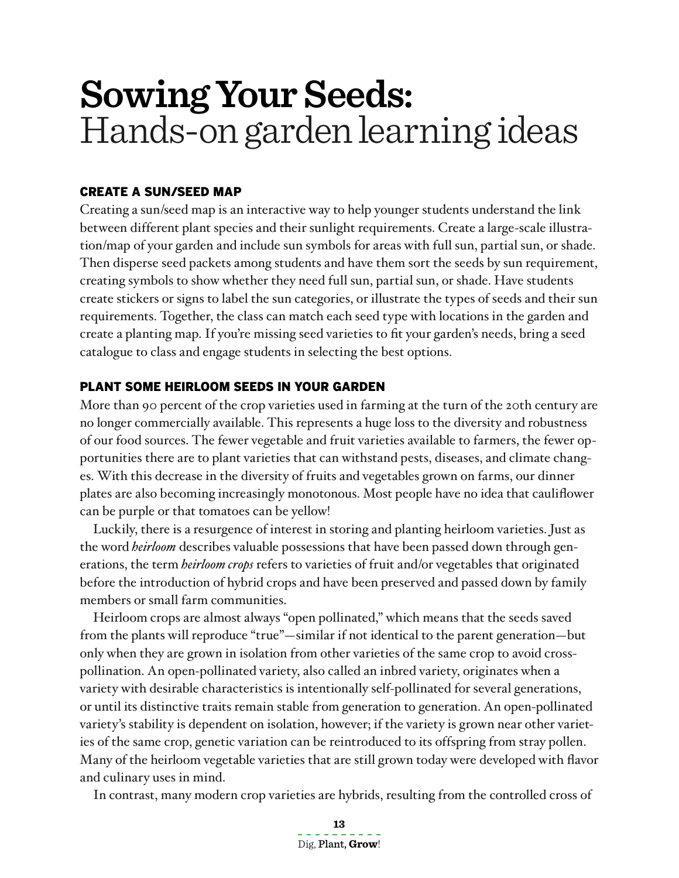# **Sowing Your Seeds:** Hands-on garden learning ideas

### CREATE A SUN/SEED MAP

Creating a sun/seed map is an interactive way to help younger students understand the link between different plant species and their sunlight requirements. Create a large-scale illustration/map of your garden and include sun symbols for areas with full sun, partial sun, or shade. Then disperse seed packets among students and have them sort the seeds by sun requirement, creating symbols to show whether they need full sun, partial sun, or shade. Have students create stickers or signs to label the sun categories, or illustrate the types of seeds and their sun requirements. Together, the class can match each seed type with locations in the garden and create a planting map. If you're missing seed varieties to fit your garden's needs, bring a seed catalogue to class and engage students in selecting the best options.

### PLANT SOME HEIRLOOM SEEDS IN YOUR GARDEN

More than 90 percent of the crop varieties used in farming at the turn of the 20th century are no longer commercially available. This represents a huge loss to the diversity and robustness of our food sources. The fewer vegetable and fruit varieties available to farmers, the fewer opportunities there are to plant varieties that can withstand pests, diseases, and climate changes. With this decrease in the diversity of fruits and vegetables grown on farms, our dinner plates are also becoming increasingly monotonous. Most people have no idea that cauliflower can be purple or that tomatoes can be yellow!

Luckily, there is a resurgence of interest in storing and planting heirloom varieties. Just as the word *heirloom* describes valuable possessions that have been passed down through generations, the term *heirloom crops* refers to varieties of fruit and/or vegetables that originated before the introduction of hybrid crops and have been preserved and passed down by family members or small farm communities.

Heirloom crops are almost always "open pollinated," which means that the seeds saved from the plants will reproduce "true"—similar if not identical to the parent generation—but only when they are grown in isolation from other varieties of the same crop to avoid cross-pollination. An open-pollinated variety, also called an inbred variety, originates when a variety with desirable characteristics is intentionally self-pollinated for several generations, or until its distinctive traits remain stable from generation to generation. An open-pollinated variety's stability is dependent on isolation, however; if the variety is grown near other varieties of the same crop, genetic variation can be reintroduced to its offspring from stray pollen. Many of the heirloom vegetable varieties that are still grown today were developed with flavor and culinary uses in mind.

In contrast, many modern crop varieties are hybrids, resulting from the controlled cross of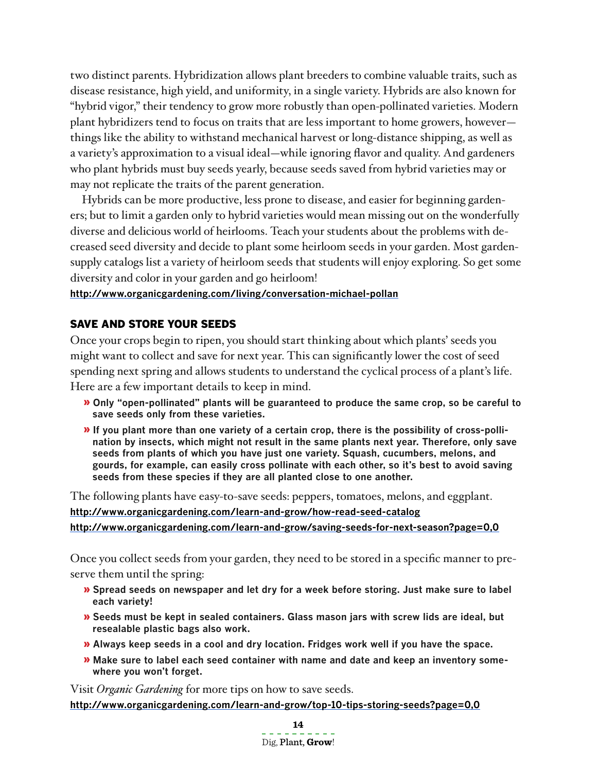two distinct parents. Hybridization allows plant breeders to combine valuable traits, such as disease resistance, high yield, and uniformity, in a single variety. Hybrids are also known for "hybrid vigor," their tendency to grow more robustly than open-pollinated varieties. Modern plant hybridizers tend to focus on traits that are less important to home growers, however—things like the ability to withstand mechanical harvest or long-distance shipping, as well as a variety's approximation to a visual ideal—while ignoring flavor and quality. And gardeners who plant hybrids must buy seeds yearly, because seeds saved from hybrid varieties may or may not replicate the traits of the parent generation.

Hybrids can be more productive, less prone to disease, and easier for beginning gardeners; but to limit a garden only to hybrid varieties would mean missing out on the wonderfully diverse and delicious world of heirlooms. Teach your students about the problems with decreased seed diversity and decide to plant some heirloom seeds in your garden. Most garden-supply catalogs list a variety of heirloom seeds that students will enjoy exploring. So get some diversity and color in your garden and go heirloom!

**http://www.organicgardening.com/living/conversation-michael-pollan**

## SAVE AND STORE YOUR SEEDS

Once your crops begin to ripen, you should start thinking about which plants' seeds you might want to collect and save for next year. This can significantly lower the cost of seed spending next spring and allows students to understand the cyclical process of a plant's life. Here are a few important details to keep in mind.

- **Only "open-pollinated" plants will be guaranteed to produce the same crop, so be careful to save seeds only from these varieties.**
- **If you plant more than one variety of a certain crop, there is the possibility of cross-pollination by insects, which might not result in the same plants next year. Therefore, only save seeds from plants of which you have just one variety. Squash, cucumbers, melons, and gourds, for example, can easily cross pollinate with each other, so it's best to avoid saving seeds from these species if they are all planted close to one another.**

The following plants have easy-to-save seeds: peppers, tomatoes, melons, and eggplant.

**http://www.organicgardening.com/learn-and-grow/how-read-seed-catalog**
**http://www.organicgardening.com/learn-and-grow/saving-seeds-for-next-season?page=0,0**

Once you collect seeds from your garden, they need to be stored in a specific manner to preserve them until the spring:

- **Spread seeds on newspaper and let dry for a week before storing. Just make sure to label each variety!**
- **Seeds must be kept in sealed containers. Glass mason jars with screw lids are ideal, but resealable plastic bags also work.**
- **Always keep seeds in a cool and dry location. Fridges work well if you have the space.**
- **Make sure to label each seed container with name and date and keep an inventory somewhere you won't forget.**

Visit *Organic Gardening* for more tips on how to save seeds.

**http://www.organicgardening.com/learn-and-grow/top-10-tips-storing-seeds?page=0,0**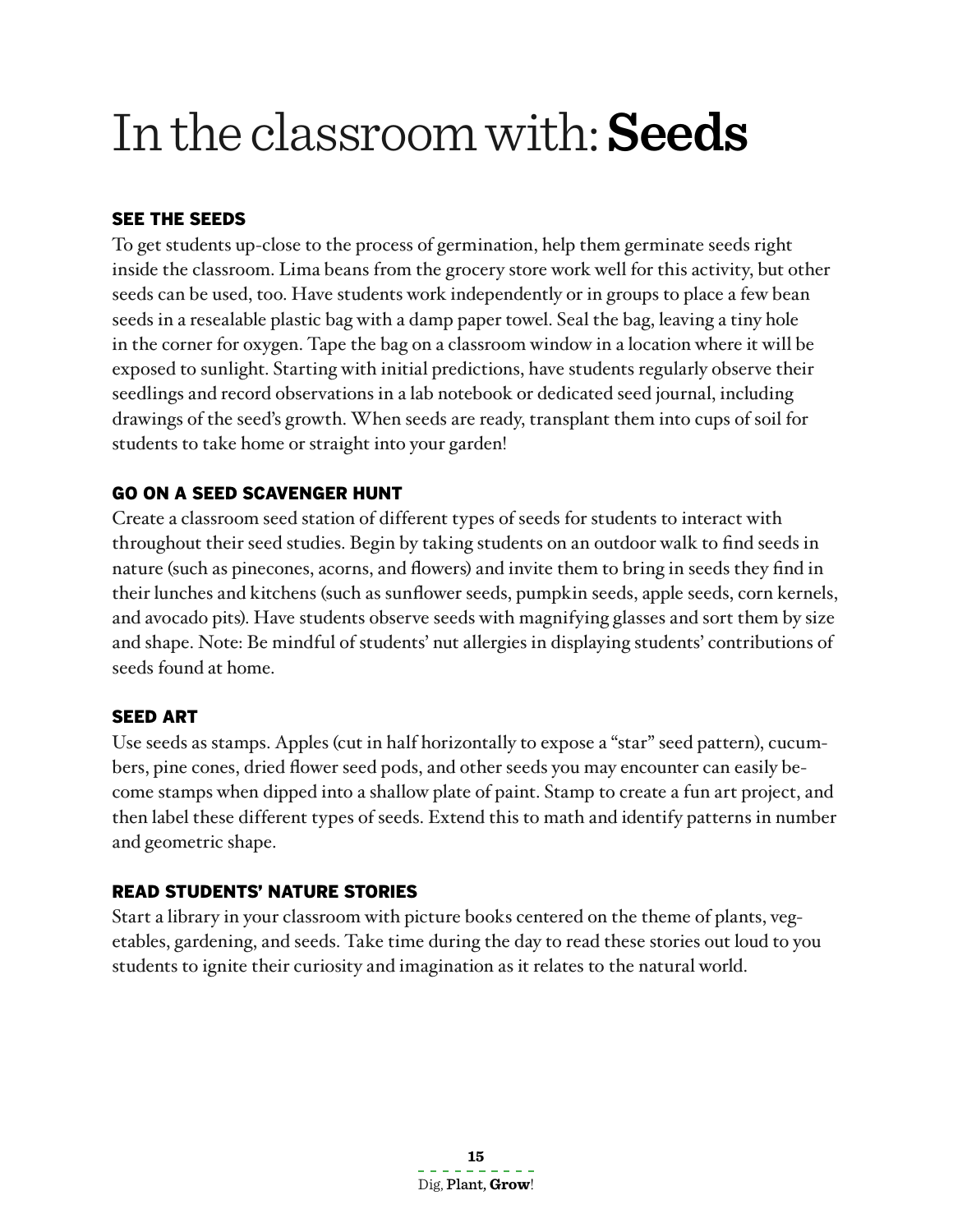# In the classroom with: **Seeds**

## SEE THE SEEDS

To get students up-close to the process of germination, help them germinate seeds right inside the classroom. Lima beans from the grocery store work well for this activity, but other seeds can be used, too. Have students work independently or in groups to place a few bean seeds in a resealable plastic bag with a damp paper towel. Seal the bag, leaving a tiny hole in the corner for oxygen. Tape the bag on a classroom window in a location where it will be exposed to sunlight. Starting with initial predictions, have students regularly observe their seedlings and record observations in a lab notebook or dedicated seed journal, including drawings of the seed's growth. When seeds are ready, transplant them into cups of soil for students to take home or straight into your garden!

## GO ON A SEED SCAVENGER HUNT

Create a classroom seed station of different types of seeds for students to interact with throughout their seed studies. Begin by taking students on an outdoor walk to find seeds in nature (such as pinecones, acorns, and flowers) and invite them to bring in seeds they find in their lunches and kitchens (such as sunflower seeds, pumpkin seeds, apple seeds, corn kernels, and avocado pits). Have students observe seeds with magnifying glasses and sort them by size and shape. Note: Be mindful of students' nut allergies in displaying students' contributions of seeds found at home.

## SEED ART

Use seeds as stamps. Apples (cut in half horizontally to expose a "star" seed pattern), cucumbers, pine cones, dried flower seed pods, and other seeds you may encounter can easily become stamps when dipped into a shallow plate of paint. Stamp to create a fun art project, and then label these different types of seeds. Extend this to math and identify patterns in number and geometric shape.

## READ STUDENTS' NATURE STORIES

Start a library in your classroom with picture books centered on the theme of plants, vegetables, gardening, and seeds. Take time during the day to read these stories out loud to you students to ignite their curiosity and imagination as it relates to the natural world.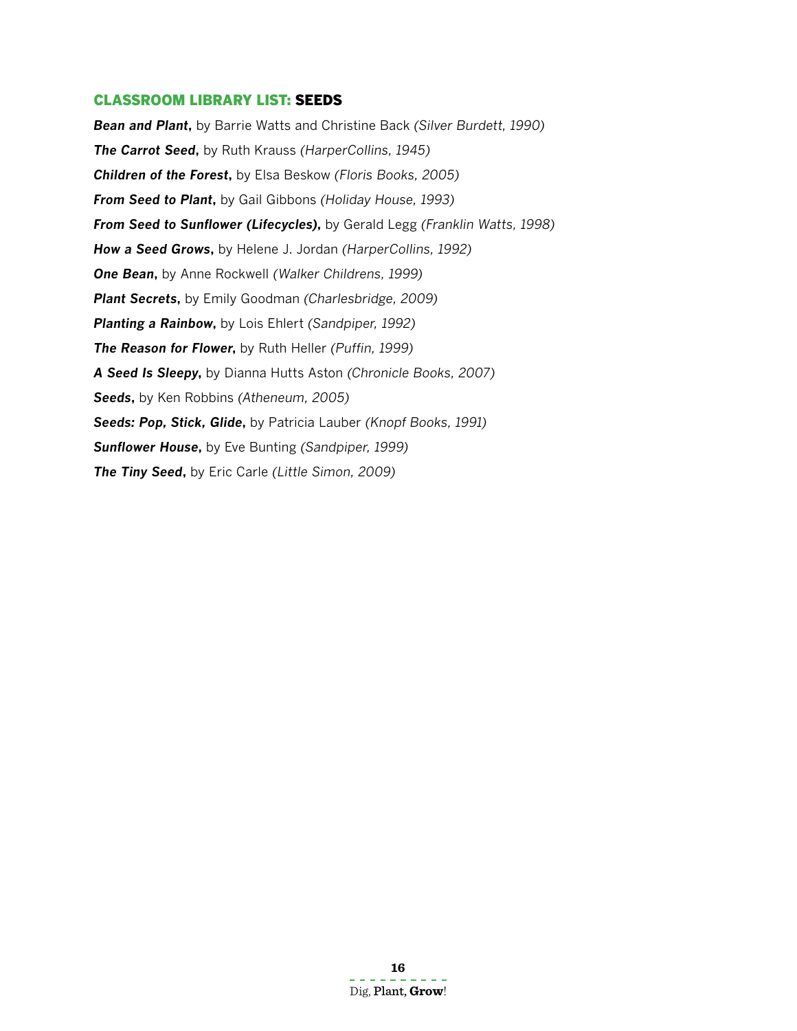## CLASSROOM LIBRARY LIST: SEEDS

***Bean and Plant*****,** by Barrie Watts and Christine Back *(Silver Burdett, 1990)*

***The Carrot Seed*****,** by Ruth Krauss *(HarperCollins, 1945)*

***Children of the Forest*****,** by Elsa Beskow *(Floris Books, 2005)*

***From Seed to Plant*****,** by Gail Gibbons *(Holiday House, 1993)*

***From Seed to Sunflower (Lifecycles)*****,** by Gerald Legg *(Franklin Watts, 1998)*

***How a Seed Grows*****,** by Helene J. Jordan *(HarperCollins, 1992)*

***One Bean*****,** by Anne Rockwell *(Walker Childrens, 1999)*

***Plant Secrets*****,** by Emily Goodman *(Charlesbridge, 2009)*

***Planting a Rainbow*****,** by Lois Ehlert *(Sandpiper, 1992)*

***The Reason for Flower*****,** by Ruth Heller *(Puffin, 1999)*

***A Seed Is Sleepy*****,** by Dianna Hutts Aston *(Chronicle Books, 2007)*

***Seeds*****,** by Ken Robbins *(Atheneum, 2005)*

***Seeds: Pop, Stick, Glide*****,** by Patricia Lauber *(Knopf Books, 1991)*

***Sunflower House*****,** by Eve Bunting *(Sandpiper, 1999)*

***The Tiny Seed*****,** by Eric Carle *(Little Simon, 2009)*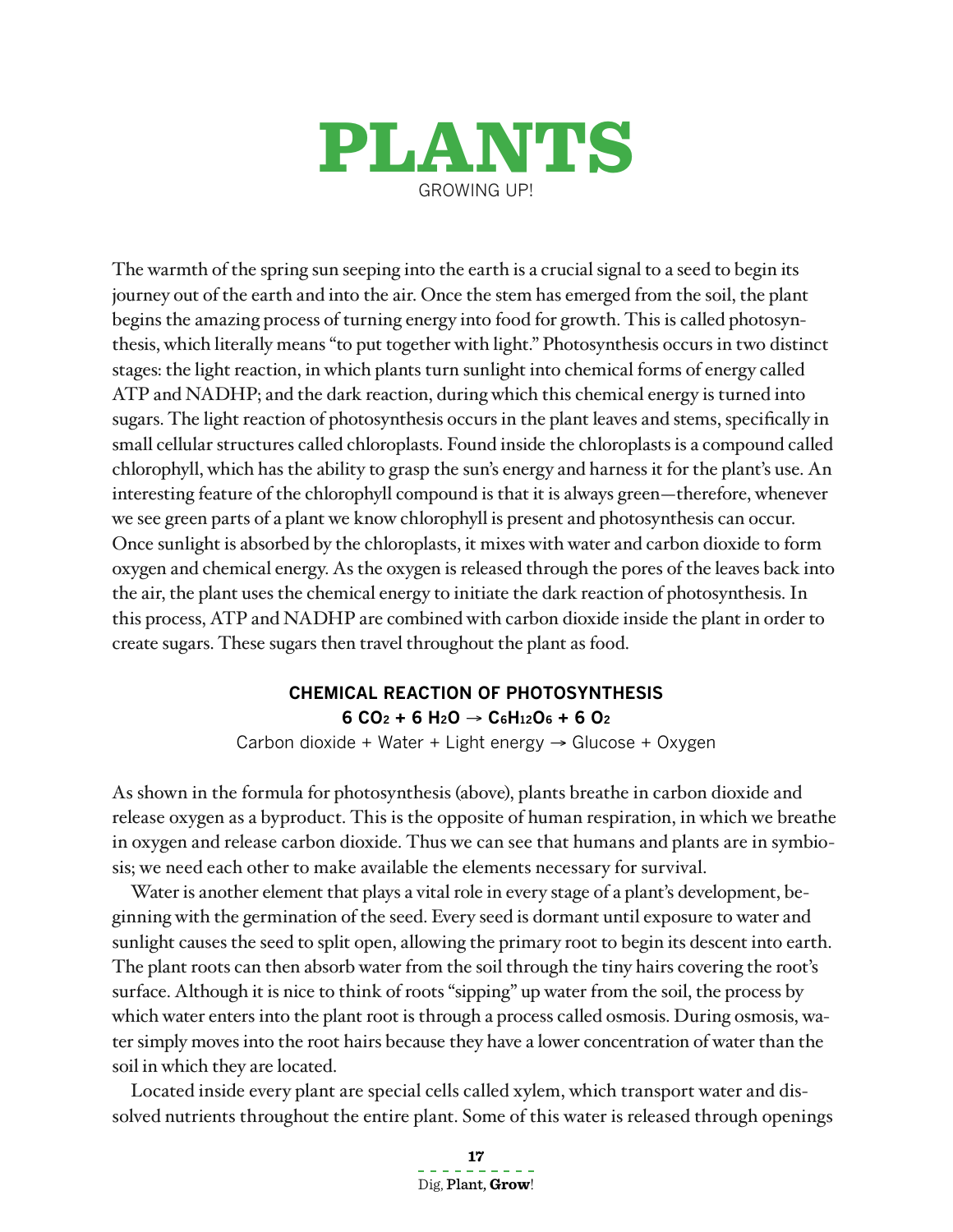# PLANTS

GROWING UP!

The warmth of the spring sun seeping into the earth is a crucial signal to a seed to begin its journey out of the earth and into the air. Once the stem has emerged from the soil, the plant begins the amazing process of turning energy into food for growth. This is called photosynthesis, which literally means "to put together with light." Photosynthesis occurs in two distinct stages: the light reaction, in which plants turn sunlight into chemical forms of energy called ATP and NADHP; and the dark reaction, during which this chemical energy is turned into sugars. The light reaction of photosynthesis occurs in the plant leaves and stems, specifically in small cellular structures called chloroplasts. Found inside the chloroplasts is a compound called chlorophyll, which has the ability to grasp the sun's energy and harness it for the plant's use. An interesting feature of the chlorophyll compound is that it is always green—therefore, whenever we see green parts of a plant we know chlorophyll is present and photosynthesis can occur. Once sunlight is absorbed by the chloroplasts, it mixes with water and carbon dioxide to form oxygen and chemical energy. As the oxygen is released through the pores of the leaves back into the air, the plant uses the chemical energy to initiate the dark reaction of photosynthesis. In this process, ATP and NADHP are combined with carbon dioxide inside the plant in order to create sugars. These sugars then travel throughout the plant as food.

**CHEMICAL REACTION OF PHOTOSYNTHESIS**

$$6\ CO_2 + 6\ H_2O \rightarrow C_6H_{12}O_6 + 6\ O_2$$

Carbon dioxide + Water + Light energy → Glucose + Oxygen

As shown in the formula for photosynthesis (above), plants breathe in carbon dioxide and release oxygen as a byproduct. This is the opposite of human respiration, in which we breathe in oxygen and release carbon dioxide. Thus we can see that humans and plants are in symbiosis; we need each other to make available the elements necessary for survival.

Water is another element that plays a vital role in every stage of a plant's development, beginning with the germination of the seed. Every seed is dormant until exposure to water and sunlight causes the seed to split open, allowing the primary root to begin its descent into earth. The plant roots can then absorb water from the soil through the tiny hairs covering the root's surface. Although it is nice to think of roots "sipping" up water from the soil, the process by which water enters into the plant root is through a process called osmosis. During osmosis, water simply moves into the root hairs because they have a lower concentration of water than the soil in which they are located.

Located inside every plant are special cells called xylem, which transport water and dissolved nutrients throughout the entire plant. Some of this water is released through openings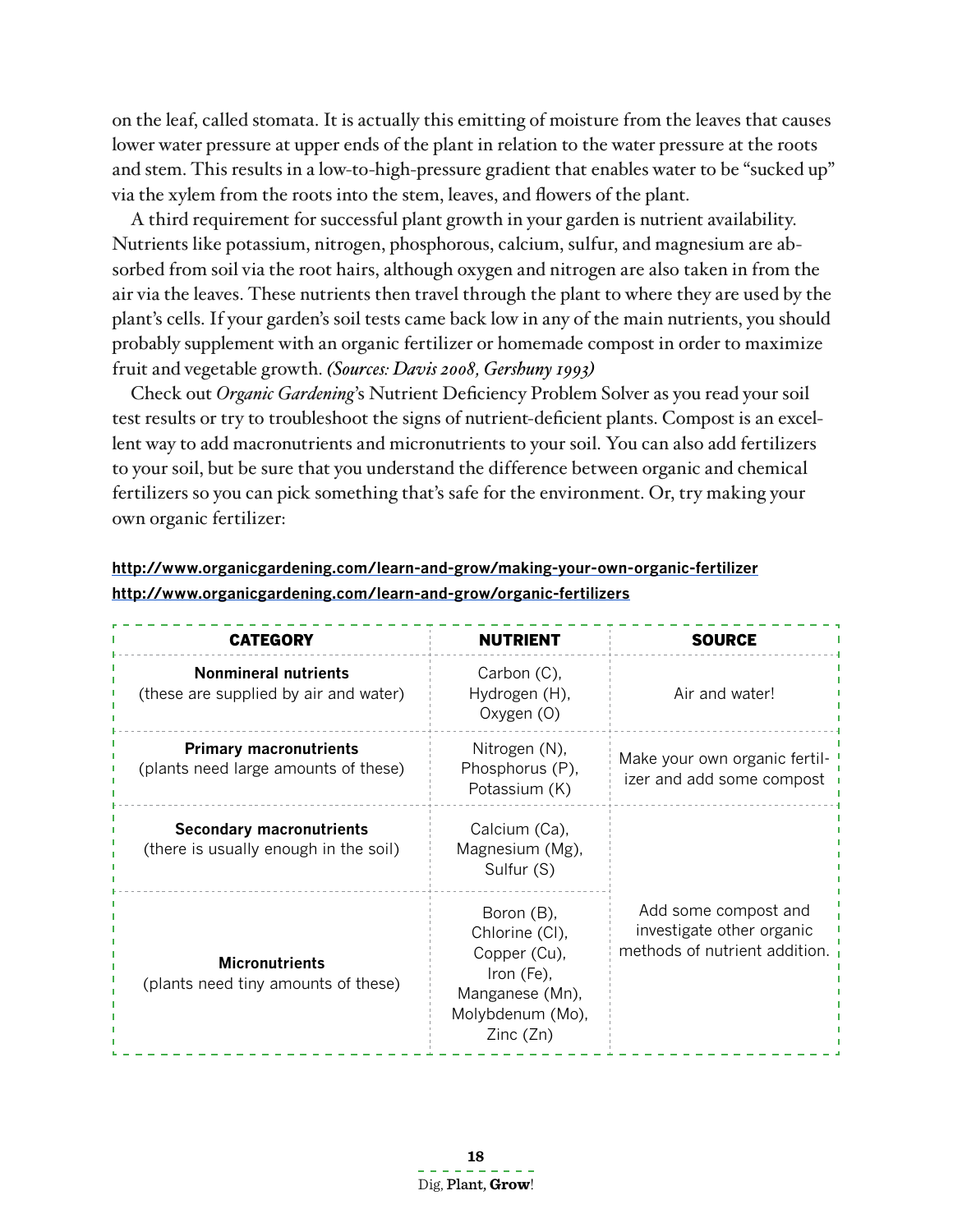on the leaf, called stomata. It is actually this emitting of moisture from the leaves that causes lower water pressure at upper ends of the plant in relation to the water pressure at the roots and stem. This results in a low-to-high-pressure gradient that enables water to be "sucked up" via the xylem from the roots into the stem, leaves, and flowers of the plant.

A third requirement for successful plant growth in your garden is nutrient availability. Nutrients like potassium, nitrogen, phosphorous, calcium, sulfur, and magnesium are absorbed from soil via the root hairs, although oxygen and nitrogen are also taken in from the air via the leaves. These nutrients then travel through the plant to where they are used by the plant's cells. If your garden's soil tests came back low in any of the main nutrients, you should probably supplement with an organic fertilizer or homemade compost in order to maximize fruit and vegetable growth. ***(Sources: Davis 2008, Gershuny 1993)***

Check out *Organic Gardening*'s Nutrient Deficiency Problem Solver as you read your soil test results or try to troubleshoot the signs of nutrient-deficient plants. Compost is an excellent way to add macronutrients and micronutrients to your soil. You can also add fertilizers to your soil, but be sure that you understand the difference between organic and chemical fertilizers so you can pick something that's safe for the environment. Or, try making your own organic fertilizer:

**http://www.organicgardening.com/learn-and-grow/making-your-own-organic-fertilizer**
**http://www.organicgardening.com/learn-and-grow/organic-fertilizers**

| CATEGORY | NUTRIENT | SOURCE |
|---|---|---|
| **Nonmineral nutrients** (these are supplied by air and water) | Carbon (C), Hydrogen (H), Oxygen (O) | Air and water! |
| **Primary macronutrients** (plants need large amounts of these) | Nitrogen (N), Phosphorus (P), Potassium (K) | Make your own organic fertilizer and add some compost |
| **Secondary macronutrients** (there is usually enough in the soil) | Calcium (Ca), Magnesium (Mg), Sulfur (S) | Add some compost and investigate other organic methods of nutrient addition. |
| **Micronutrients** (plants need tiny amounts of these) | Boron (B), Chlorine (Cl), Copper (Cu), Iron (Fe), Manganese (Mn), Molybdenum (Mo), Zinc (Zn) | |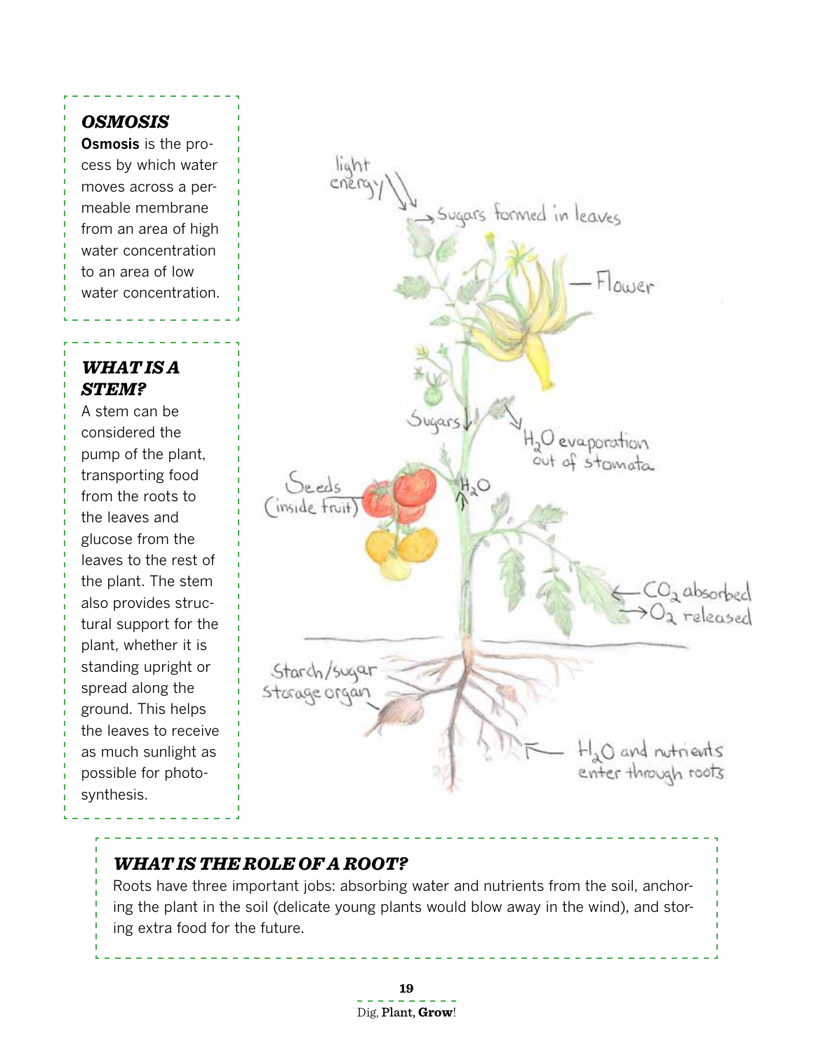### *OSMOSIS*

**Osmosis** is the process by which water moves across a permeable membrane from an area of high water concentration to an area of low water concentration.

### *WHAT IS A STEM?*

A stem can be considered the pump of the plant, transporting food from the roots to the leaves and glucose from the leaves to the rest of the plant. The stem also provides structural support for the plant, whether it is standing upright or spread along the ground. This helps the leaves to receive as much sunlight as possible for photosynthesis.

### *WHAT IS THE ROLE OF A ROOT?*

Roots have three important jobs: absorbing water and nutrients from the soil, anchoring the plant in the soil (delicate young plants would blow away in the wind), and storing extra food for the future.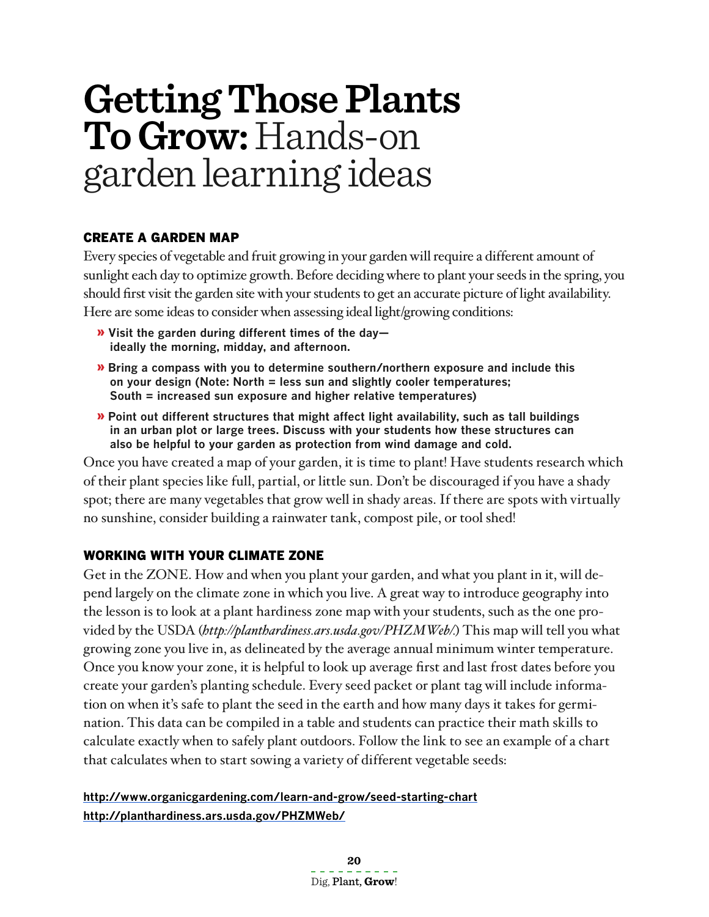# Getting Those Plants To Grow: Hands-on garden learning ideas

## CREATE A GARDEN MAP

Every species of vegetable and fruit growing in your garden will require a different amount of sunlight each day to optimize growth. Before deciding where to plant your seeds in the spring, you should first visit the garden site with your students to get an accurate picture of light availability. Here are some ideas to consider when assessing ideal light/growing conditions:

- **Visit the garden during different times of the day—ideally the morning, midday, and afternoon.**
- **Bring a compass with you to determine southern/northern exposure and include this on your design (Note: North = less sun and slightly cooler temperatures; South = increased sun exposure and higher relative temperatures)**
- **Point out different structures that might affect light availability, such as tall buildings in an urban plot or large trees. Discuss with your students how these structures can also be helpful to your garden as protection from wind damage and cold.**

Once you have created a map of your garden, it is time to plant! Have students research which of their plant species like full, partial, or little sun. Don't be discouraged if you have a shady spot; there are many vegetables that grow well in shady areas. If there are spots with virtually no sunshine, consider building a rainwater tank, compost pile, or tool shed!

## WORKING WITH YOUR CLIMATE ZONE

Get in the ZONE. How and when you plant your garden, and what you plant in it, will depend largely on the climate zone in which you live. A great way to introduce geography into the lesson is to look at a plant hardiness zone map with your students, such as the one provided by the USDA (*http://planthardiness.ars.usda.gov/PHZMWeb/*) This map will tell you what growing zone you live in, as delineated by the average annual minimum winter temperature. Once you know your zone, it is helpful to look up average first and last frost dates before you create your garden's planting schedule. Every seed packet or plant tag will include information on when it's safe to plant the seed in the earth and how many days it takes for germination. This data can be compiled in a table and students can practice their math skills to calculate exactly when to safely plant outdoors. Follow the link to see an example of a chart that calculates when to start sowing a variety of different vegetable seeds:

**http://www.organicgardening.com/learn-and-grow/seed-starting-chart**
**http://planthardiness.ars.usda.gov/PHZMWeb/**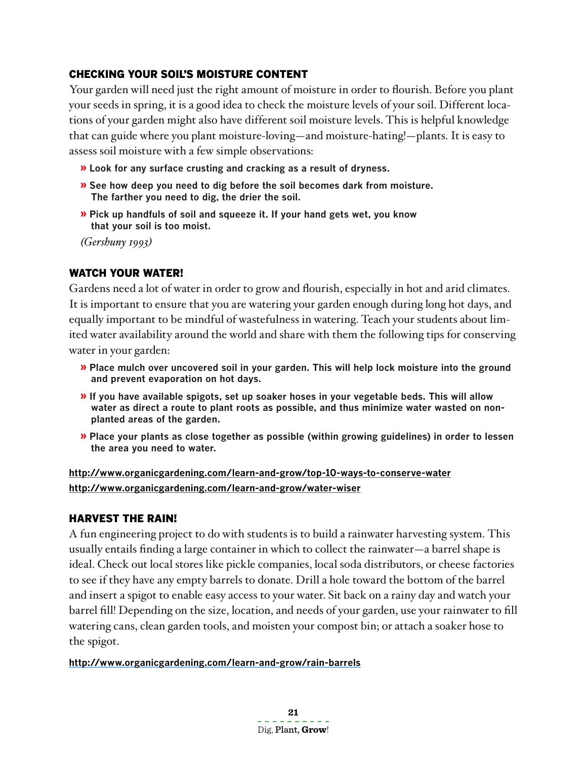### CHECKING YOUR SOIL'S MOISTURE CONTENT

Your garden will need just the right amount of moisture in order to flourish. Before you plant your seeds in spring, it is a good idea to check the moisture levels of your soil. Different locations of your garden might also have different soil moisture levels. This is helpful knowledge that can guide where you plant moisture-loving—and moisture-hating!—plants. It is easy to assess soil moisture with a few simple observations:

- **Look for any surface crusting and cracking as a result of dryness.**
- **See how deep you need to dig before the soil becomes dark from moisture. The farther you need to dig, the drier the soil.**
- **Pick up handfuls of soil and squeeze it. If your hand gets wet, you know that your soil is too moist.**

*(Gershuny 1993)*

### WATCH YOUR WATER!

Gardens need a lot of water in order to grow and flourish, especially in hot and arid climates. It is important to ensure that you are watering your garden enough during long hot days, and equally important to be mindful of wastefulness in watering. Teach your students about limited water availability around the world and share with them the following tips for conserving water in your garden:

- **Place mulch over uncovered soil in your garden. This will help lock moisture into the ground and prevent evaporation on hot days.**
- **If you have available spigots, set up soaker hoses in your vegetable beds. This will allow water as direct a route to plant roots as possible, and thus minimize water wasted on non-planted areas of the garden.**
- **Place your plants as close together as possible (within growing guidelines) in order to lessen the area you need to water.**

http://www.organicgardening.com/learn-and-grow/top-10-ways-to-conserve-water
http://www.organicgardening.com/learn-and-grow/water-wiser

### HARVEST THE RAIN!

A fun engineering project to do with students is to build a rainwater harvesting system. This usually entails finding a large container in which to collect the rainwater—a barrel shape is ideal. Check out local stores like pickle companies, local soda distributors, or cheese factories to see if they have any empty barrels to donate. Drill a hole toward the bottom of the barrel and insert a spigot to enable easy access to your water. Sit back on a rainy day and watch your barrel fill! Depending on the size, location, and needs of your garden, use your rainwater to fill watering cans, clean garden tools, and moisten your compost bin; or attach a soaker hose to the spigot.

http://www.organicgardening.com/learn-and-grow/rain-barrels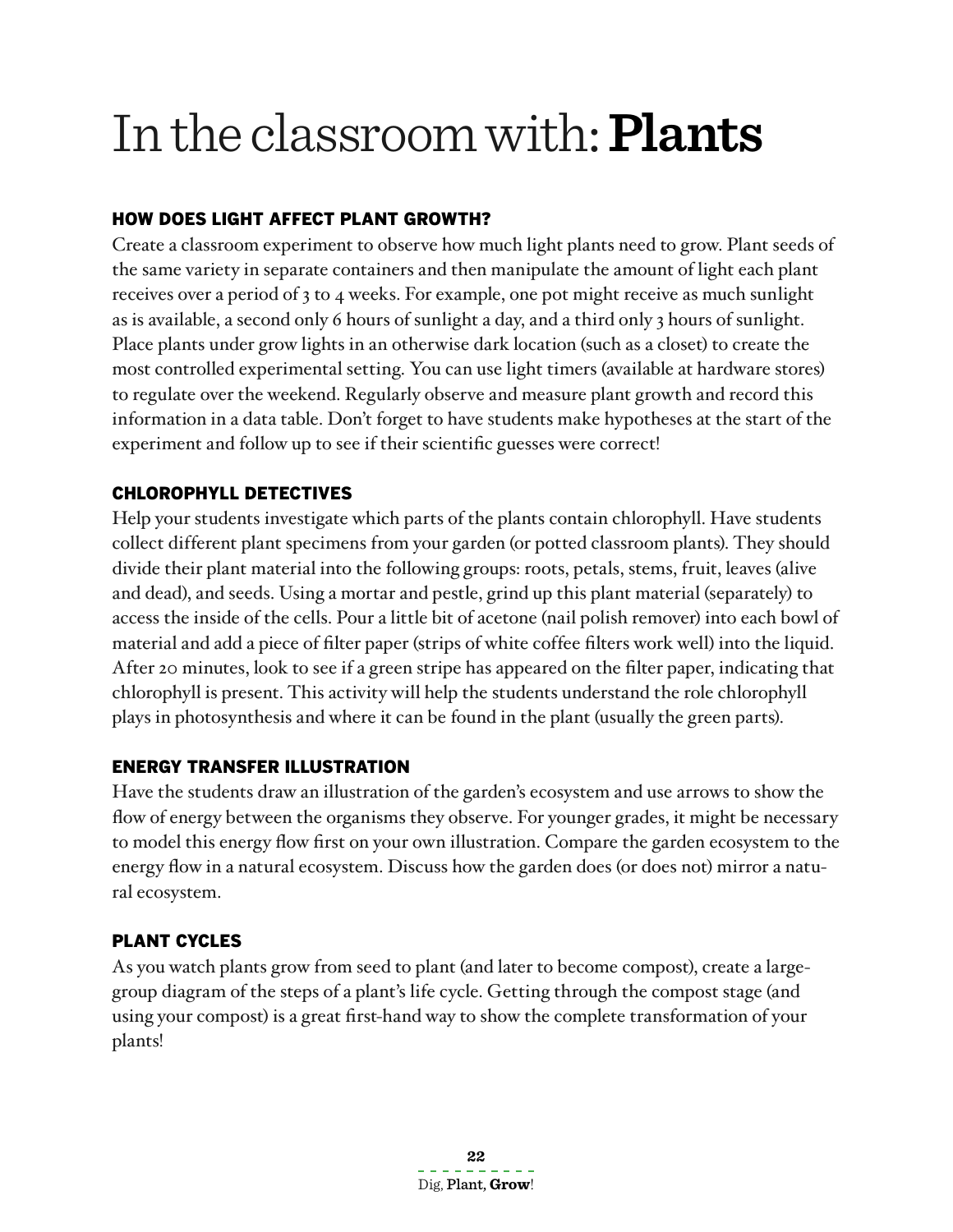# In the classroom with: **Plants**

## HOW DOES LIGHT AFFECT PLANT GROWTH?

Create a classroom experiment to observe how much light plants need to grow. Plant seeds of the same variety in separate containers and then manipulate the amount of light each plant receives over a period of 3 to 4 weeks. For example, one pot might receive as much sunlight as is available, a second only 6 hours of sunlight a day, and a third only 3 hours of sunlight. Place plants under grow lights in an otherwise dark location (such as a closet) to create the most controlled experimental setting. You can use light timers (available at hardware stores) to regulate over the weekend. Regularly observe and measure plant growth and record this information in a data table. Don't forget to have students make hypotheses at the start of the experiment and follow up to see if their scientific guesses were correct!

## CHLOROPHYLL DETECTIVES

Help your students investigate which parts of the plants contain chlorophyll. Have students collect different plant specimens from your garden (or potted classroom plants). They should divide their plant material into the following groups: roots, petals, stems, fruit, leaves (alive and dead), and seeds. Using a mortar and pestle, grind up this plant material (separately) to access the inside of the cells. Pour a little bit of acetone (nail polish remover) into each bowl of material and add a piece of filter paper (strips of white coffee filters work well) into the liquid. After 20 minutes, look to see if a green stripe has appeared on the filter paper, indicating that chlorophyll is present. This activity will help the students understand the role chlorophyll plays in photosynthesis and where it can be found in the plant (usually the green parts).

## ENERGY TRANSFER ILLUSTRATION

Have the students draw an illustration of the garden's ecosystem and use arrows to show the flow of energy between the organisms they observe. For younger grades, it might be necessary to model this energy flow first on your own illustration. Compare the garden ecosystem to the energy flow in a natural ecosystem. Discuss how the garden does (or does not) mirror a natural ecosystem.

## PLANT CYCLES

As you watch plants grow from seed to plant (and later to become compost), create a large-group diagram of the steps of a plant's life cycle. Getting through the compost stage (and using your compost) is a great first-hand way to show the complete transformation of your plants!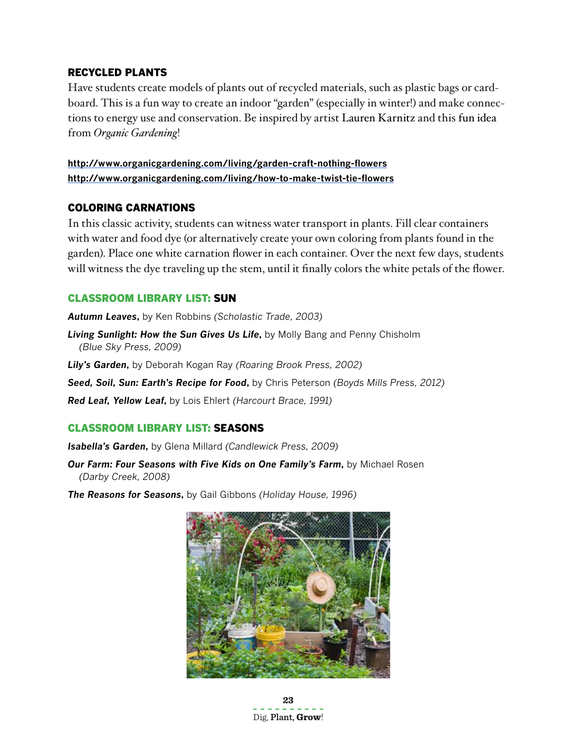### RECYCLED PLANTS

Have students create models of plants out of recycled materials, such as plastic bags or cardboard. This is a fun way to create an indoor "garden" (especially in winter!) and make connections to energy use and conservation. Be inspired by artist Lauren Karnitz and this fun idea from *Organic Gardening*!

http://www.organicgardening.com/living/garden-craft-nothing-flowers
http://www.organicgardening.com/living/how-to-make-twist-tie-flowers

### COLORING CARNATIONS

In this classic activity, students can witness water transport in plants. Fill clear containers with water and food dye (or alternatively create your own coloring from plants found in the garden). Place one white carnation flower in each container. Over the next few days, students will witness the dye traveling up the stem, until it finally colors the white petals of the flower.

### CLASSROOM LIBRARY LIST: SUN

***Autumn Leaves***, by Ken Robbins *(Scholastic Trade, 2003)*

***Living Sunlight: How the Sun Gives Us Life***, by Molly Bang and Penny Chisholm *(Blue Sky Press, 2009)*

***Lily's Garden***, by Deborah Kogan Ray *(Roaring Brook Press, 2002)*

***Seed, Soil, Sun: Earth's Recipe for Food***, by Chris Peterson *(Boyds Mills Press, 2012)*

***Red Leaf, Yellow Leaf***, by Lois Ehlert *(Harcourt Brace, 1991)*

### CLASSROOM LIBRARY LIST: SEASONS

***Isabella's Garden***, by Glena Millard *(Candlewick Press, 2009)*

***Our Farm: Four Seasons with Five Kids on One Family's Farm***, by Michael Rosen *(Darby Creek, 2008)*

***The Reasons for Seasons***, by Gail Gibbons *(Holiday House, 1996)*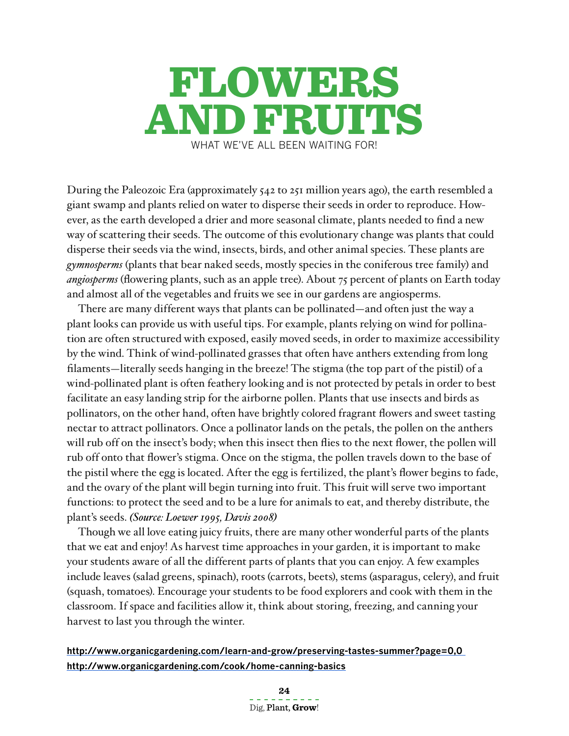# FLOWERS AND FRUITS

WHAT WE'VE ALL BEEN WAITING FOR!

During the Paleozoic Era (approximately 542 to 251 million years ago), the earth resembled a giant swamp and plants relied on water to disperse their seeds in order to reproduce. However, as the earth developed a drier and more seasonal climate, plants needed to find a new way of scattering their seeds. The outcome of this evolutionary change was plants that could disperse their seeds via the wind, insects, birds, and other animal species. These plants are *gymnosperms* (plants that bear naked seeds, mostly species in the coniferous tree family) and *angiosperms* (flowering plants, such as an apple tree). About 75 percent of plants on Earth today and almost all of the vegetables and fruits we see in our gardens are angiosperms.

There are many different ways that plants can be pollinated—and often just the way a plant looks can provide us with useful tips. For example, plants relying on wind for pollination are often structured with exposed, easily moved seeds, in order to maximize accessibility by the wind. Think of wind-pollinated grasses that often have anthers extending from long filaments—literally seeds hanging in the breeze! The stigma (the top part of the pistil) of a wind-pollinated plant is often feathery looking and is not protected by petals in order to best facilitate an easy landing strip for the airborne pollen. Plants that use insects and birds as pollinators, on the other hand, often have brightly colored fragrant flowers and sweet tasting nectar to attract pollinators. Once a pollinator lands on the petals, the pollen on the anthers will rub off on the insect's body; when this insect then flies to the next flower, the pollen will rub off onto that flower's stigma. Once on the stigma, the pollen travels down to the base of the pistil where the egg is located. After the egg is fertilized, the plant's flower begins to fade, and the ovary of the plant will begin turning into fruit. This fruit will serve two important functions: to protect the seed and to be a lure for animals to eat, and thereby distribute, the plant's seeds. ***(Source: Loewer 1995, Davis 2008)***

Though we all love eating juicy fruits, there are many other wonderful parts of the plants that we eat and enjoy! As harvest time approaches in your garden, it is important to make your students aware of all the different parts of plants that you can enjoy. A few examples include leaves (salad greens, spinach), roots (carrots, beets), stems (asparagus, celery), and fruit (squash, tomatoes). Encourage your students to be food explorers and cook with them in the classroom. If space and facilities allow it, think about storing, freezing, and canning your harvest to last you through the winter.

**http://www.organicgardening.com/learn-and-grow/preserving-tastes-summer?page=0,0**
**http://www.organicgardening.com/cook/home-canning-basics**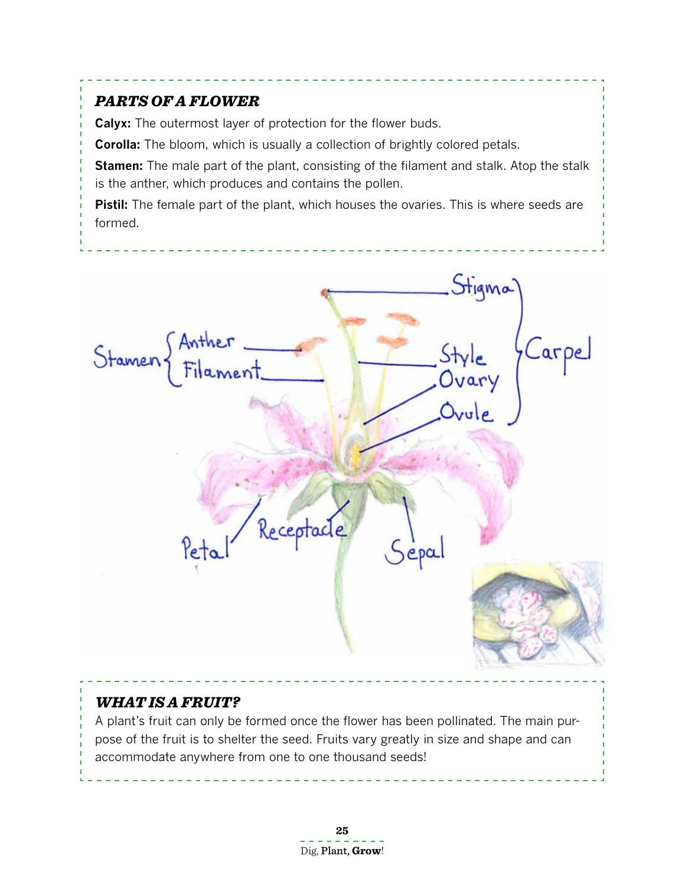### *PARTS OF A FLOWER*

**Calyx:** The outermost layer of protection for the flower buds.

**Corolla:** The bloom, which is usually a collection of brightly colored petals.

**Stamen:** The male part of the plant, consisting of the filament and stalk. Atop the stalk is the anther, which produces and contains the pollen.

**Pistil:** The female part of the plant, which houses the ovaries. This is where seeds are formed.

### *WHAT IS A FRUIT?*

A plant's fruit can only be formed once the flower has been pollinated. The main purpose of the fruit is to shelter the seed. Fruits vary greatly in size and shape and can accommodate anywhere from one to one thousand seeds!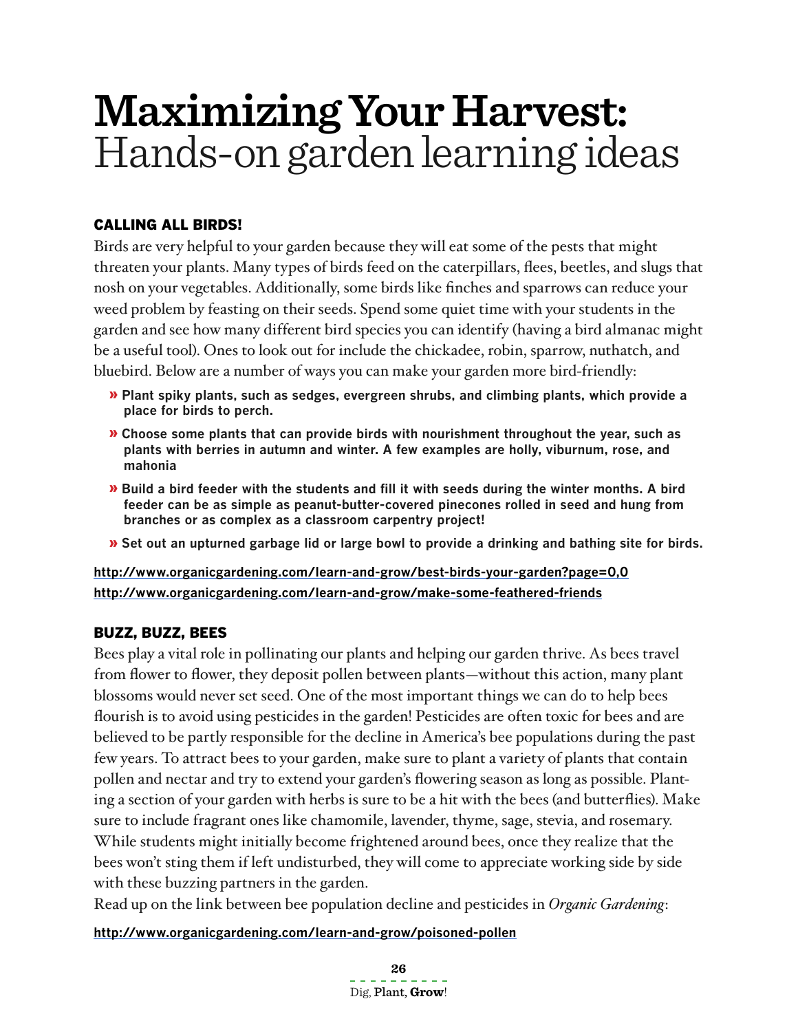# Maximizing Your Harvest: Hands-on garden learning ideas

### CALLING ALL BIRDS!

Birds are very helpful to your garden because they will eat some of the pests that might threaten your plants. Many types of birds feed on the caterpillars, flees, beetles, and slugs that nosh on your vegetables. Additionally, some birds like finches and sparrows can reduce your weed problem by feasting on their seeds. Spend some quiet time with your students in the garden and see how many different bird species you can identify (having a bird almanac might be a useful tool). Ones to look out for include the chickadee, robin, sparrow, nuthatch, and bluebird. Below are a number of ways you can make your garden more bird-friendly:

- **Plant spiky plants, such as sedges, evergreen shrubs, and climbing plants, which provide a place for birds to perch.**
- **Choose some plants that can provide birds with nourishment throughout the year, such as plants with berries in autumn and winter. A few examples are holly, viburnum, rose, and mahonia**
- **Build a bird feeder with the students and fill it with seeds during the winter months. A bird feeder can be as simple as peanut-butter-covered pinecones rolled in seed and hung from branches or as complex as a classroom carpentry project!**
- **Set out an upturned garbage lid or large bowl to provide a drinking and bathing site for birds.**

**http://www.organicgardening.com/learn-and-grow/best-birds-your-garden?page=0,0**
**http://www.organicgardening.com/learn-and-grow/make-some-feathered-friends**

### BUZZ, BUZZ, BEES

Bees play a vital role in pollinating our plants and helping our garden thrive. As bees travel from flower to flower, they deposit pollen between plants—without this action, many plant blossoms would never set seed. One of the most important things we can do to help bees flourish is to avoid using pesticides in the garden! Pesticides are often toxic for bees and are believed to be partly responsible for the decline in America's bee populations during the past few years. To attract bees to your garden, make sure to plant a variety of plants that contain pollen and nectar and try to extend your garden's flowering season as long as possible. Planting a section of your garden with herbs is sure to be a hit with the bees (and butterflies). Make sure to include fragrant ones like chamomile, lavender, thyme, sage, stevia, and rosemary. While students might initially become frightened around bees, once they realize that the bees won't sting them if left undisturbed, they will come to appreciate working side by side with these buzzing partners in the garden.

Read up on the link between bee population decline and pesticides in *Organic Gardening*:

**http://www.organicgardening.com/learn-and-grow/poisoned-pollen**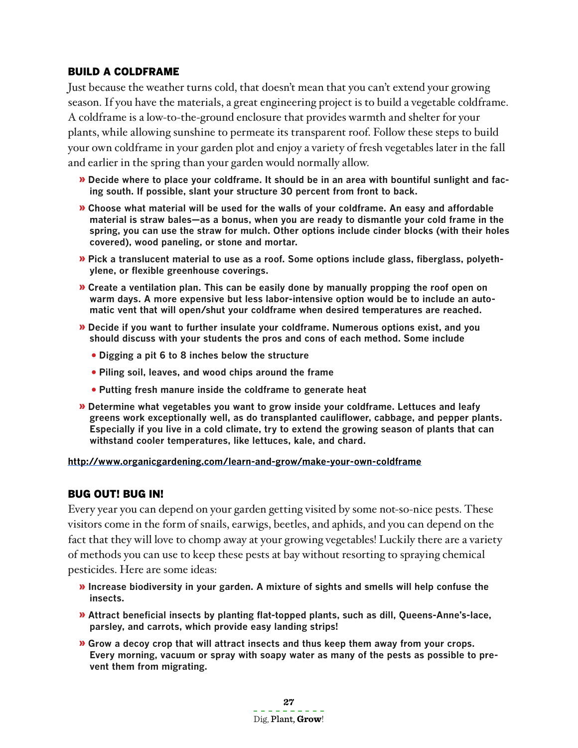## BUILD A COLDFRAME

Just because the weather turns cold, that doesn't mean that you can't extend your growing season. If you have the materials, a great engineering project is to build a vegetable coldframe. A coldframe is a low-to-the-ground enclosure that provides warmth and shelter for your plants, while allowing sunshine to permeate its transparent roof. Follow these steps to build your own coldframe in your garden plot and enjoy a variety of fresh vegetables later in the fall and earlier in the spring than your garden would normally allow.

- **Decide where to place your coldframe. It should be in an area with bountiful sunlight and facing south. If possible, slant your structure 30 percent from front to back.**
- **Choose what material will be used for the walls of your coldframe. An easy and affordable material is straw bales—as a bonus, when you are ready to dismantle your cold frame in the spring, you can use the straw for mulch. Other options include cinder blocks (with their holes covered), wood paneling, or stone and mortar.**
- **Pick a translucent material to use as a roof. Some options include glass, fiberglass, polyethylene, or flexible greenhouse coverings.**
- **Create a ventilation plan. This can be easily done by manually propping the roof open on warm days. A more expensive but less labor-intensive option would be to include an automatic vent that will open/shut your coldframe when desired temperatures are reached.**
- **Decide if you want to further insulate your coldframe. Numerous options exist, and you should discuss with your students the pros and cons of each method. Some include**
  - **Digging a pit 6 to 8 inches below the structure**
  - **Piling soil, leaves, and wood chips around the frame**
  - **Putting fresh manure inside the coldframe to generate heat**
- **Determine what vegetables you want to grow inside your coldframe. Lettuces and leafy greens work exceptionally well, as do transplanted cauliflower, cabbage, and pepper plants. Especially if you live in a cold climate, try to extend the growing season of plants that can withstand cooler temperatures, like lettuces, kale, and chard.**

**http://www.organicgardening.com/learn-and-grow/make-your-own-coldframe**

## BUG OUT! BUG IN!

Every year you can depend on your garden getting visited by some not-so-nice pests. These visitors come in the form of snails, earwigs, beetles, and aphids, and you can depend on the fact that they will love to chomp away at your growing vegetables! Luckily there are a variety of methods you can use to keep these pests at bay without resorting to spraying chemical pesticides. Here are some ideas:

- **Increase biodiversity in your garden. A mixture of sights and smells will help confuse the insects.**
- **Attract beneficial insects by planting flat-topped plants, such as dill, Queens-Anne's-lace, parsley, and carrots, which provide easy landing strips!**
- **Grow a decoy crop that will attract insects and thus keep them away from your crops. Every morning, vacuum or spray with soapy water as many of the pests as possible to prevent them from migrating.**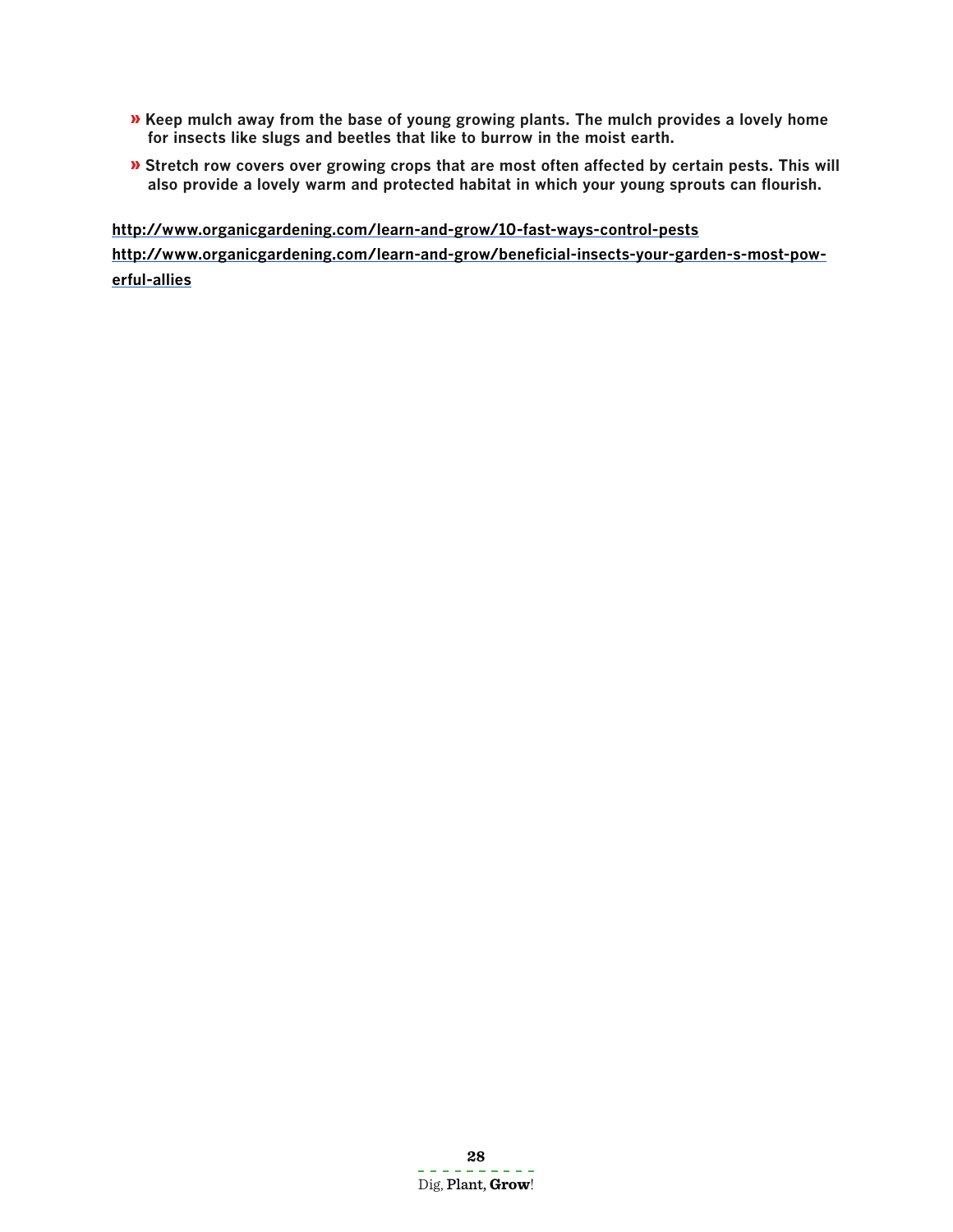- **Keep mulch away from the base of young growing plants. The mulch provides a lovely home for insects like slugs and beetles that like to burrow in the moist earth.**
- **Stretch row covers over growing crops that are most often affected by certain pests. This will also provide a lovely warm and protected habitat in which your young sprouts can flourish.**

**http://www.organicgardening.com/learn-and-grow/10-fast-ways-control-pests**

**http://www.organicgardening.com/learn-and-grow/beneficial-insects-your-garden-s-most-powerful-allies**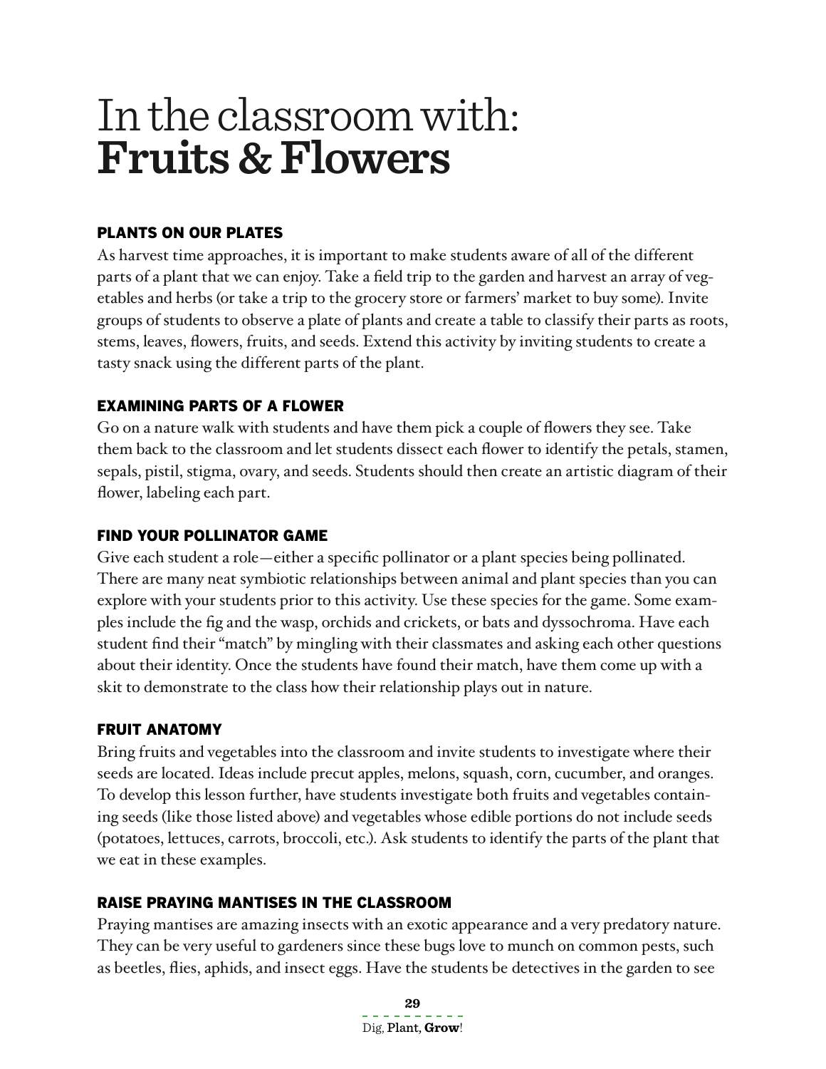# In the classroom with: **Fruits & Flowers**

### PLANTS ON OUR PLATES

As harvest time approaches, it is important to make students aware of all of the different parts of a plant that we can enjoy. Take a field trip to the garden and harvest an array of vegetables and herbs (or take a trip to the grocery store or farmers' market to buy some). Invite groups of students to observe a plate of plants and create a table to classify their parts as roots, stems, leaves, flowers, fruits, and seeds. Extend this activity by inviting students to create a tasty snack using the different parts of the plant.

### EXAMINING PARTS OF A FLOWER

Go on a nature walk with students and have them pick a couple of flowers they see. Take them back to the classroom and let students dissect each flower to identify the petals, stamen, sepals, pistil, stigma, ovary, and seeds. Students should then create an artistic diagram of their flower, labeling each part.

### FIND YOUR POLLINATOR GAME

Give each student a role—either a specific pollinator or a plant species being pollinated. There are many neat symbiotic relationships between animal and plant species than you can explore with your students prior to this activity. Use these species for the game. Some examples include the fig and the wasp, orchids and crickets, or bats and dyssochroma. Have each student find their "match" by mingling with their classmates and asking each other questions about their identity. Once the students have found their match, have them come up with a skit to demonstrate to the class how their relationship plays out in nature.

### FRUIT ANATOMY

Bring fruits and vegetables into the classroom and invite students to investigate where their seeds are located. Ideas include precut apples, melons, squash, corn, cucumber, and oranges. To develop this lesson further, have students investigate both fruits and vegetables containing seeds (like those listed above) and vegetables whose edible portions do not include seeds (potatoes, lettuces, carrots, broccoli, etc.). Ask students to identify the parts of the plant that we eat in these examples.

### RAISE PRAYING MANTISES IN THE CLASSROOM

Praying mantises are amazing insects with an exotic appearance and a very predatory nature. They can be very useful to gardeners since these bugs love to munch on common pests, such as beetles, flies, aphids, and insect eggs. Have the students be detectives in the garden to see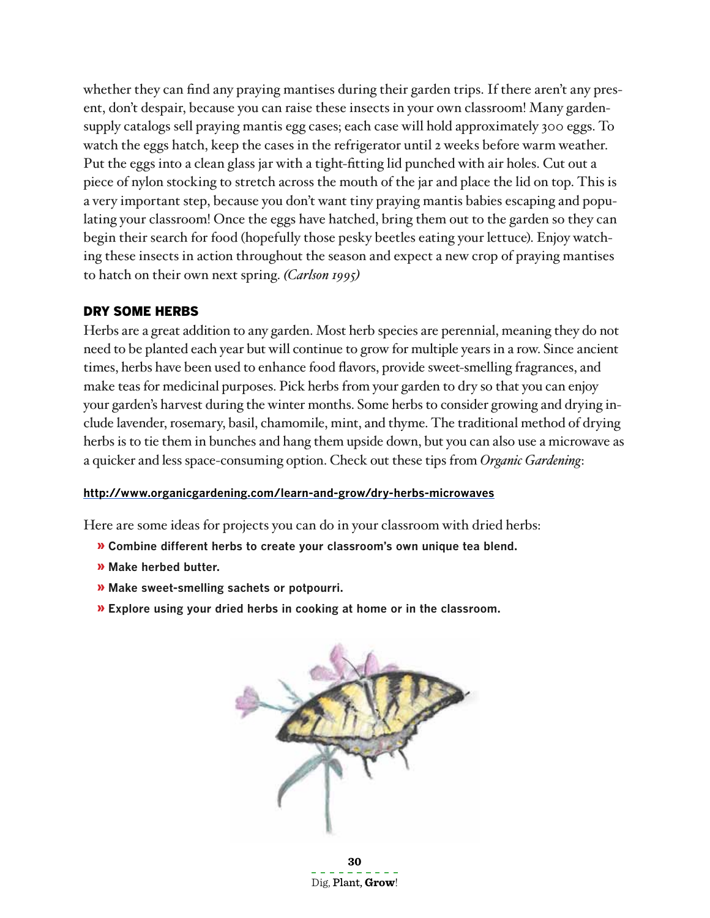whether they can find any praying mantises during their garden trips. If there aren't any present, don't despair, because you can raise these insects in your own classroom! Many garden-supply catalogs sell praying mantis egg cases; each case will hold approximately 300 eggs. To watch the eggs hatch, keep the cases in the refrigerator until 2 weeks before warm weather. Put the eggs into a clean glass jar with a tight-fitting lid punched with air holes. Cut out a piece of nylon stocking to stretch across the mouth of the jar and place the lid on top. This is a very important step, because you don't want tiny praying mantis babies escaping and populating your classroom! Once the eggs have hatched, bring them out to the garden so they can begin their search for food (hopefully those pesky beetles eating your lettuce). Enjoy watching these insects in action throughout the season and expect a new crop of praying mantises to hatch on their own next spring. *(Carlson 1995)*

## DRY SOME HERBS

Herbs are a great addition to any garden. Most herb species are perennial, meaning they do not need to be planted each year but will continue to grow for multiple years in a row. Since ancient times, herbs have been used to enhance food flavors, provide sweet-smelling fragrances, and make teas for medicinal purposes. Pick herbs from your garden to dry so that you can enjoy your garden's harvest during the winter months. Some herbs to consider growing and drying include lavender, rosemary, basil, chamomile, mint, and thyme. The traditional method of drying herbs is to tie them in bunches and hang them upside down, but you can also use a microwave as a quicker and less space-consuming option. Check out these tips from *Organic Gardening*:

**http://www.organicgardening.com/learn-and-grow/dry-herbs-microwaves**

Here are some ideas for projects you can do in your classroom with dried herbs:

- **Combine different herbs to create your classroom's own unique tea blend.**
- **Make herbed butter.**
- **Make sweet-smelling sachets or potpourri.**
- **Explore using your dried herbs in cooking at home or in the classroom.**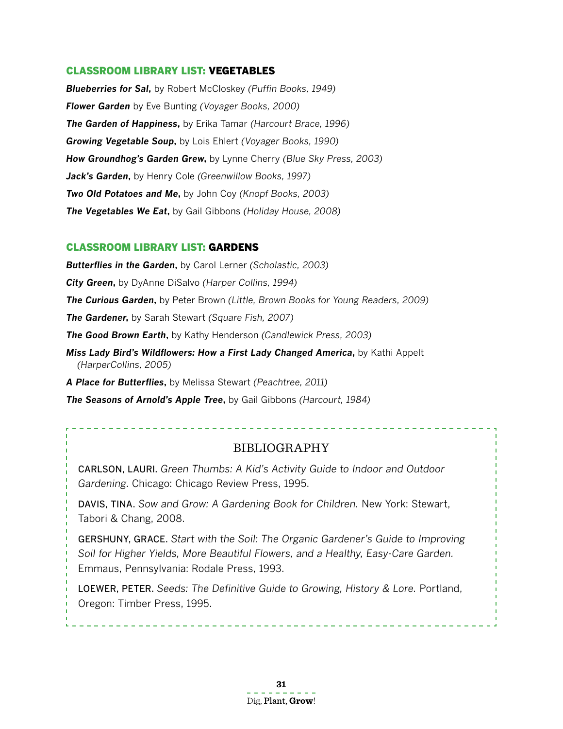## CLASSROOM LIBRARY LIST: VEGETABLES

***Blueberries for Sal***, by Robert McCloskey *(Puffin Books, 1949)*

***Flower Garden*** by Eve Bunting *(Voyager Books, 2000)*

***The Garden of Happiness***, by Erika Tamar *(Harcourt Brace, 1996)*

***Growing Vegetable Soup***, by Lois Ehlert *(Voyager Books, 1990)*

***How Groundhog's Garden Grew***, by Lynne Cherry *(Blue Sky Press, 2003)*

***Jack's Garden***, by Henry Cole *(Greenwillow Books, 1997)*

***Two Old Potatoes and Me***, by John Coy *(Knopf Books, 2003)*

***The Vegetables We Eat***, by Gail Gibbons *(Holiday House, 2008)*

## CLASSROOM LIBRARY LIST: GARDENS

***Butterflies in the Garden***, by Carol Lerner *(Scholastic, 2003)*

***City Green***, by DyAnne DiSalvo *(Harper Collins, 1994)*

***The Curious Garden***, by Peter Brown *(Little, Brown Books for Young Readers, 2009)*

***The Gardener***, by Sarah Stewart *(Square Fish, 2007)*

***The Good Brown Earth***, by Kathy Henderson *(Candlewick Press, 2003)*

***Miss Lady Bird's Wildflowers: How a First Lady Changed America***, by Kathi Appelt *(HarperCollins, 2005)*

***A Place for Butterflies***, by Melissa Stewart *(Peachtree, 2011)*

***The Seasons of Arnold's Apple Tree***, by Gail Gibbons *(Harcourt, 1984)*

## BIBLIOGRAPHY

CARLSON, LAURI. *Green Thumbs: A Kid's Activity Guide to Indoor and Outdoor Gardening.* Chicago: Chicago Review Press, 1995.

DAVIS, TINA. *Sow and Grow: A Gardening Book for Children.* New York: Stewart, Tabori & Chang, 2008.

GERSHUNY, GRACE. *Start with the Soil: The Organic Gardener's Guide to Improving Soil for Higher Yields, More Beautiful Flowers, and a Healthy, Easy-Care Garden.* Emmaus, Pennsylvania: Rodale Press, 1993.

LOEWER, PETER. *Seeds: The Definitive Guide to Growing, History & Lore.* Portland, Oregon: Timber Press, 1995.